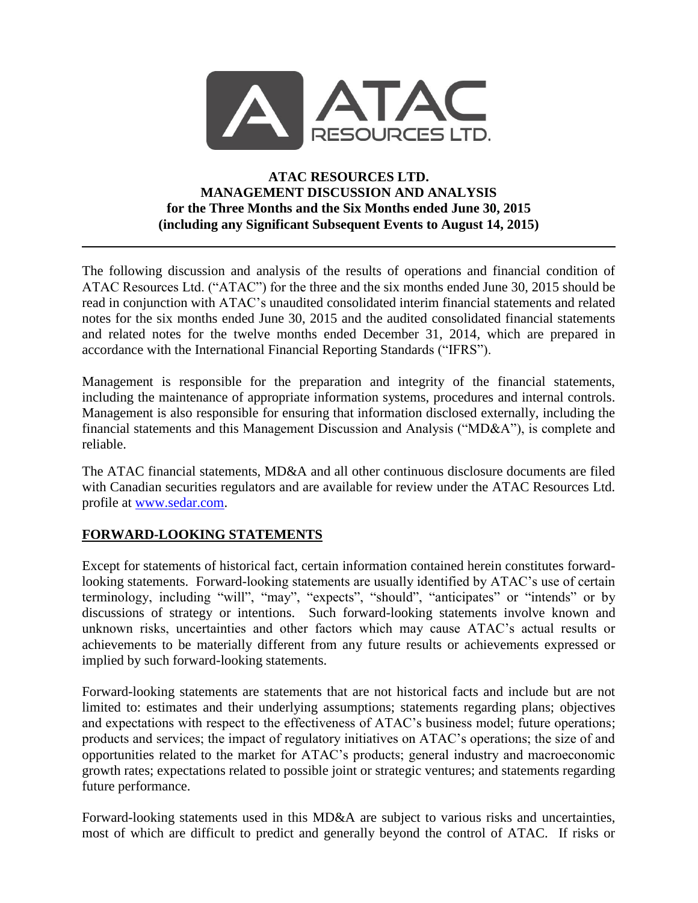# ATAC RESOURCES LTD.
# MANAGEMENT DISCUSSION AND ANALYSIS
## for the Three Months and the Six Months ended June 30, 2015
## (including any Significant Subsequent Events to August 14, 2015)

---

The following discussion and analysis of the results of operations and financial condition of ATAC Resources Ltd. ("ATAC") for the three and the six months ended June 30, 2015 should be read in conjunction with ATAC's unaudited consolidated interim financial statements and related notes for the six months ended June 30, 2015 and the audited consolidated financial statements and related notes for the twelve months ended December 31, 2014, which are prepared in accordance with the International Financial Reporting Standards ("IFRS").

Management is responsible for the preparation and integrity of the financial statements, including the maintenance of appropriate information systems, procedures and internal controls. Management is also responsible for ensuring that information disclosed externally, including the financial statements and this Management Discussion and Analysis ("MD&A"), is complete and reliable.

The ATAC financial statements, MD&A and all other continuous disclosure documents are filed with Canadian securities regulators and are available for review under the ATAC Resources Ltd. profile at [www.sedar.com](www.sedar.com).

## FORWARD-LOOKING STATEMENTS

Except for statements of historical fact, certain information contained herein constitutes forward-looking statements. Forward-looking statements are usually identified by ATAC's use of certain terminology, including "will", "may", "expects", "should", "anticipates" or "intends" or by discussions of strategy or intentions. Such forward-looking statements involve known and unknown risks, uncertainties and other factors which may cause ATAC's actual results or achievements to be materially different from any future results or achievements expressed or implied by such forward-looking statements.

Forward-looking statements are statements that are not historical facts and include but are not limited to: estimates and their underlying assumptions; statements regarding plans; objectives and expectations with respect to the effectiveness of ATAC's business model; future operations; products and services; the impact of regulatory initiatives on ATAC's operations; the size of and opportunities related to the market for ATAC's products; general industry and macroeconomic growth rates; expectations related to possible joint or strategic ventures; and statements regarding future performance.

Forward-looking statements used in this MD&A are subject to various risks and uncertainties, most of which are difficult to predict and generally beyond the control of ATAC. If risks or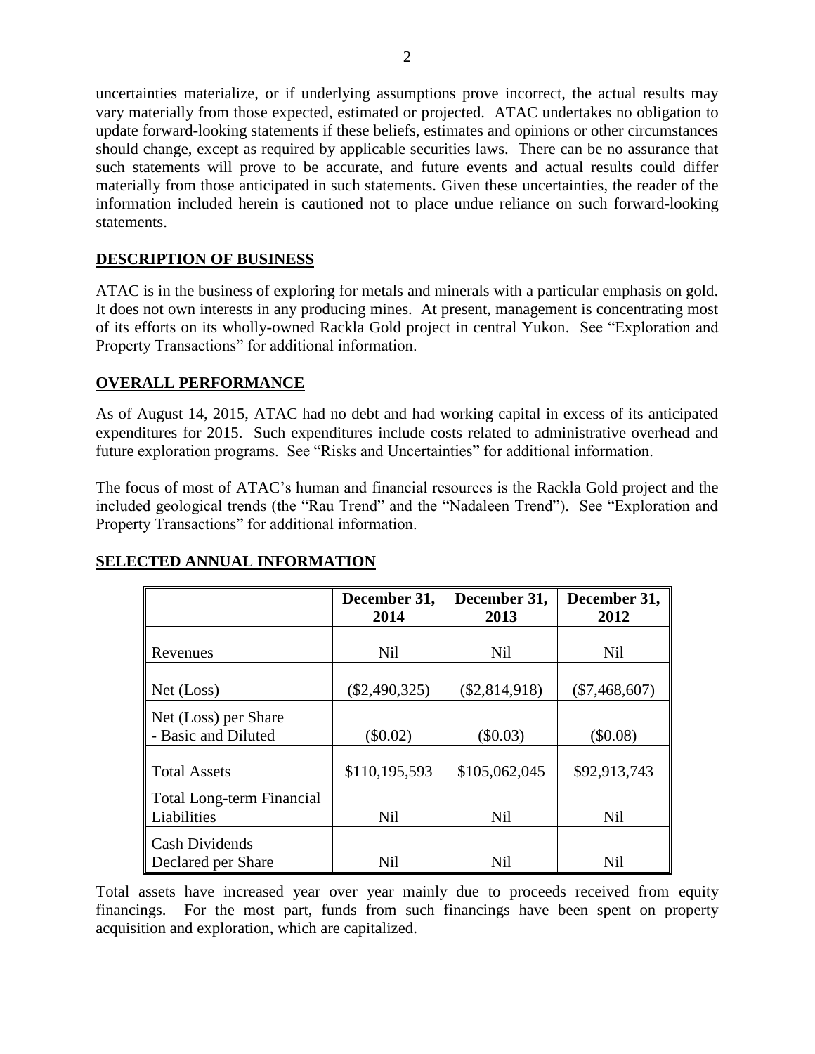uncertainties materialize, or if underlying assumptions prove incorrect, the actual results may vary materially from those expected, estimated or projected. ATAC undertakes no obligation to update forward-looking statements if these beliefs, estimates and opinions or other circumstances should change, except as required by applicable securities laws. There can be no assurance that such statements will prove to be accurate, and future events and actual results could differ materially from those anticipated in such statements. Given these uncertainties, the reader of the information included herein is cautioned not to place undue reliance on such forward-looking statements.

## DESCRIPTION OF BUSINESS

ATAC is in the business of exploring for metals and minerals with a particular emphasis on gold. It does not own interests in any producing mines. At present, management is concentrating most of its efforts on its wholly-owned Rackla Gold project in central Yukon. See "Exploration and Property Transactions" for additional information.

## OVERALL PERFORMANCE

As of August 14, 2015, ATAC had no debt and had working capital in excess of its anticipated expenditures for 2015. Such expenditures include costs related to administrative overhead and future exploration programs. See "Risks and Uncertainties" for additional information.

The focus of most of ATAC's human and financial resources is the Rackla Gold project and the included geological trends (the "Rau Trend" and the "Nadaleen Trend"). See "Exploration and Property Transactions" for additional information.

## SELECTED ANNUAL INFORMATION

| | December 31, 2014 | December 31, 2013 | December 31, 2012 |
|---|---|---|---|
| Revenues | Nil | Nil | Nil |
| Net (Loss) | ($2,490,325) | ($2,814,918) | ($7,468,607) |
| Net (Loss) per Share - Basic and Diluted | ($0.02) | ($0.03) | ($0.08) |
| Total Assets | $110,195,593 | $105,062,045 | $92,913,743 |
| Total Long-term Financial Liabilities | Nil | Nil | Nil |
| Cash Dividends Declared per Share | Nil | Nil | Nil |

Total assets have increased year over year mainly due to proceeds received from equity financings. For the most part, funds from such financings have been spent on property acquisition and exploration, which are capitalized.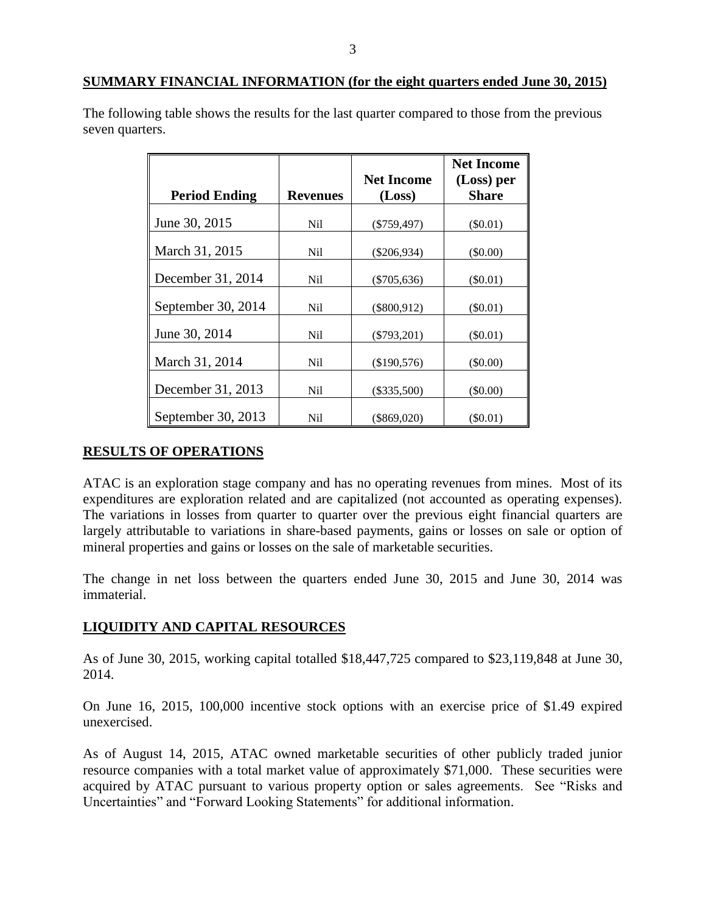## SUMMARY FINANCIAL INFORMATION (for the eight quarters ended June 30, 2015)

The following table shows the results for the last quarter compared to those from the previous seven quarters.

| Period Ending | Revenues | Net Income (Loss) | Net Income (Loss) per Share |
|---|---|---|---|
| June 30, 2015 | Nil | ($759,497) | ($0.01) |
| March 31, 2015 | Nil | ($206,934) | ($0.00) |
| December 31, 2014 | Nil | ($705,636) | ($0.01) |
| September 30, 2014 | Nil | ($800,912) | ($0.01) |
| June 30, 2014 | Nil | ($793,201) | ($0.01) |
| March 31, 2014 | Nil | ($190,576) | ($0.00) |
| December 31, 2013 | Nil | ($335,500) | ($0.00) |
| September 30, 2013 | Nil | ($869,020) | ($0.01) |

## RESULTS OF OPERATIONS

ATAC is an exploration stage company and has no operating revenues from mines. Most of its expenditures are exploration related and are capitalized (not accounted as operating expenses). The variations in losses from quarter to quarter over the previous eight financial quarters are largely attributable to variations in share-based payments, gains or losses on sale or option of mineral properties and gains or losses on the sale of marketable securities.

The change in net loss between the quarters ended June 30, 2015 and June 30, 2014 was immaterial.

## LIQUIDITY AND CAPITAL RESOURCES

As of June 30, 2015, working capital totalled $18,447,725 compared to $23,119,848 at June 30, 2014.

On June 16, 2015, 100,000 incentive stock options with an exercise price of $1.49 expired unexercised.

As of August 14, 2015, ATAC owned marketable securities of other publicly traded junior resource companies with a total market value of approximately $71,000. These securities were acquired by ATAC pursuant to various property option or sales agreements. See "Risks and Uncertainties" and "Forward Looking Statements" for additional information.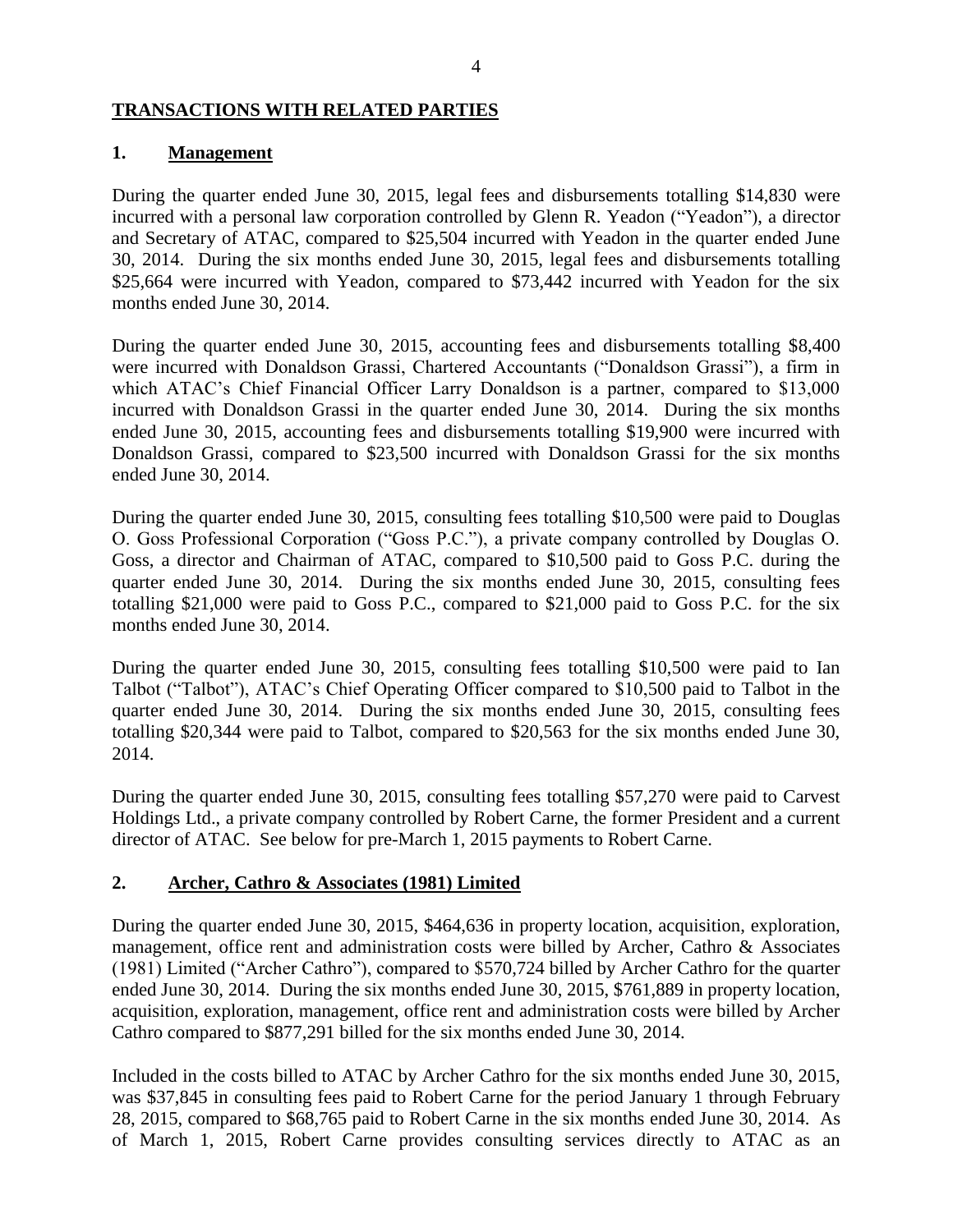## TRANSACTIONS WITH RELATED PARTIES

### 1. Management

During the quarter ended June 30, 2015, legal fees and disbursements totalling $14,830 were incurred with a personal law corporation controlled by Glenn R. Yeadon ("Yeadon"), a director and Secretary of ATAC, compared to $25,504 incurred with Yeadon in the quarter ended June 30, 2014. During the six months ended June 30, 2015, legal fees and disbursements totalling $25,664 were incurred with Yeadon, compared to $73,442 incurred with Yeadon for the six months ended June 30, 2014.

During the quarter ended June 30, 2015, accounting fees and disbursements totalling $8,400 were incurred with Donaldson Grassi, Chartered Accountants ("Donaldson Grassi"), a firm in which ATAC's Chief Financial Officer Larry Donaldson is a partner, compared to $13,000 incurred with Donaldson Grassi in the quarter ended June 30, 2014. During the six months ended June 30, 2015, accounting fees and disbursements totalling $19,900 were incurred with Donaldson Grassi, compared to $23,500 incurred with Donaldson Grassi for the six months ended June 30, 2014.

During the quarter ended June 30, 2015, consulting fees totalling $10,500 were paid to Douglas O. Goss Professional Corporation ("Goss P.C."), a private company controlled by Douglas O. Goss, a director and Chairman of ATAC, compared to $10,500 paid to Goss P.C. during the quarter ended June 30, 2014. During the six months ended June 30, 2015, consulting fees totalling $21,000 were paid to Goss P.C., compared to $21,000 paid to Goss P.C. for the six months ended June 30, 2014.

During the quarter ended June 30, 2015, consulting fees totalling $10,500 were paid to Ian Talbot ("Talbot"), ATAC's Chief Operating Officer compared to $10,500 paid to Talbot in the quarter ended June 30, 2014. During the six months ended June 30, 2015, consulting fees totalling $20,344 were paid to Talbot, compared to $20,563 for the six months ended June 30, 2014.

During the quarter ended June 30, 2015, consulting fees totalling $57,270 were paid to Carvest Holdings Ltd., a private company controlled by Robert Carne, the former President and a current director of ATAC. See below for pre-March 1, 2015 payments to Robert Carne.

### 2. Archer, Cathro & Associates (1981) Limited

During the quarter ended June 30, 2015, $464,636 in property location, acquisition, exploration, management, office rent and administration costs were billed by Archer, Cathro & Associates (1981) Limited ("Archer Cathro"), compared to $570,724 billed by Archer Cathro for the quarter ended June 30, 2014. During the six months ended June 30, 2015, $761,889 in property location, acquisition, exploration, management, office rent and administration costs were billed by Archer Cathro compared to $877,291 billed for the six months ended June 30, 2014.

Included in the costs billed to ATAC by Archer Cathro for the six months ended June 30, 2015, was $37,845 in consulting fees paid to Robert Carne for the period January 1 through February 28, 2015, compared to $68,765 paid to Robert Carne in the six months ended June 30, 2014. As of March 1, 2015, Robert Carne provides consulting services directly to ATAC as an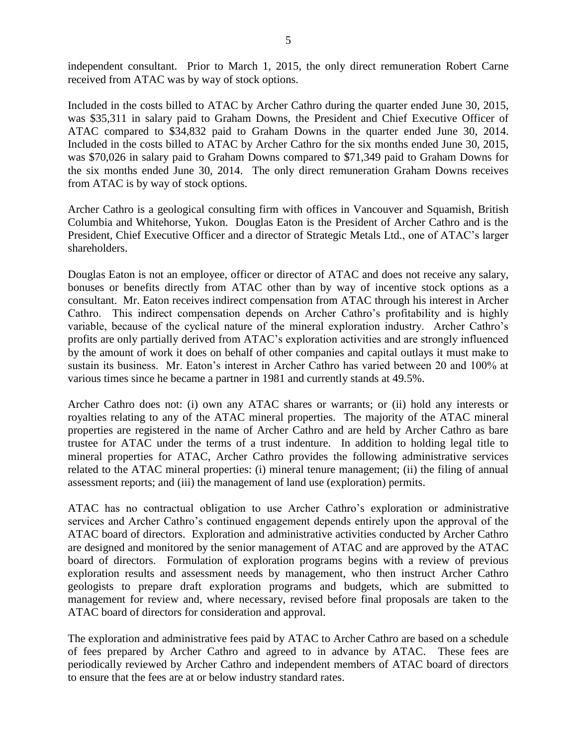independent consultant. Prior to March 1, 2015, the only direct remuneration Robert Carne received from ATAC was by way of stock options.

Included in the costs billed to ATAC by Archer Cathro during the quarter ended June 30, 2015, was $35,311 in salary paid to Graham Downs, the President and Chief Executive Officer of ATAC compared to $34,832 paid to Graham Downs in the quarter ended June 30, 2014. Included in the costs billed to ATAC by Archer Cathro for the six months ended June 30, 2015, was $70,026 in salary paid to Graham Downs compared to $71,349 paid to Graham Downs for the six months ended June 30, 2014. The only direct remuneration Graham Downs receives from ATAC is by way of stock options.

Archer Cathro is a geological consulting firm with offices in Vancouver and Squamish, British Columbia and Whitehorse, Yukon. Douglas Eaton is the President of Archer Cathro and is the President, Chief Executive Officer and a director of Strategic Metals Ltd., one of ATAC's larger shareholders.

Douglas Eaton is not an employee, officer or director of ATAC and does not receive any salary, bonuses or benefits directly from ATAC other than by way of incentive stock options as a consultant. Mr. Eaton receives indirect compensation from ATAC through his interest in Archer Cathro. This indirect compensation depends on Archer Cathro's profitability and is highly variable, because of the cyclical nature of the mineral exploration industry. Archer Cathro's profits are only partially derived from ATAC's exploration activities and are strongly influenced by the amount of work it does on behalf of other companies and capital outlays it must make to sustain its business. Mr. Eaton's interest in Archer Cathro has varied between 20 and 100% at various times since he became a partner in 1981 and currently stands at 49.5%.

Archer Cathro does not: (i) own any ATAC shares or warrants; or (ii) hold any interests or royalties relating to any of the ATAC mineral properties. The majority of the ATAC mineral properties are registered in the name of Archer Cathro and are held by Archer Cathro as bare trustee for ATAC under the terms of a trust indenture. In addition to holding legal title to mineral properties for ATAC, Archer Cathro provides the following administrative services related to the ATAC mineral properties: (i) mineral tenure management; (ii) the filing of annual assessment reports; and (iii) the management of land use (exploration) permits.

ATAC has no contractual obligation to use Archer Cathro's exploration or administrative services and Archer Cathro's continued engagement depends entirely upon the approval of the ATAC board of directors. Exploration and administrative activities conducted by Archer Cathro are designed and monitored by the senior management of ATAC and are approved by the ATAC board of directors. Formulation of exploration programs begins with a review of previous exploration results and assessment needs by management, who then instruct Archer Cathro geologists to prepare draft exploration programs and budgets, which are submitted to management for review and, where necessary, revised before final proposals are taken to the ATAC board of directors for consideration and approval.

The exploration and administrative fees paid by ATAC to Archer Cathro are based on a schedule of fees prepared by Archer Cathro and agreed to in advance by ATAC. These fees are periodically reviewed by Archer Cathro and independent members of ATAC board of directors to ensure that the fees are at or below industry standard rates.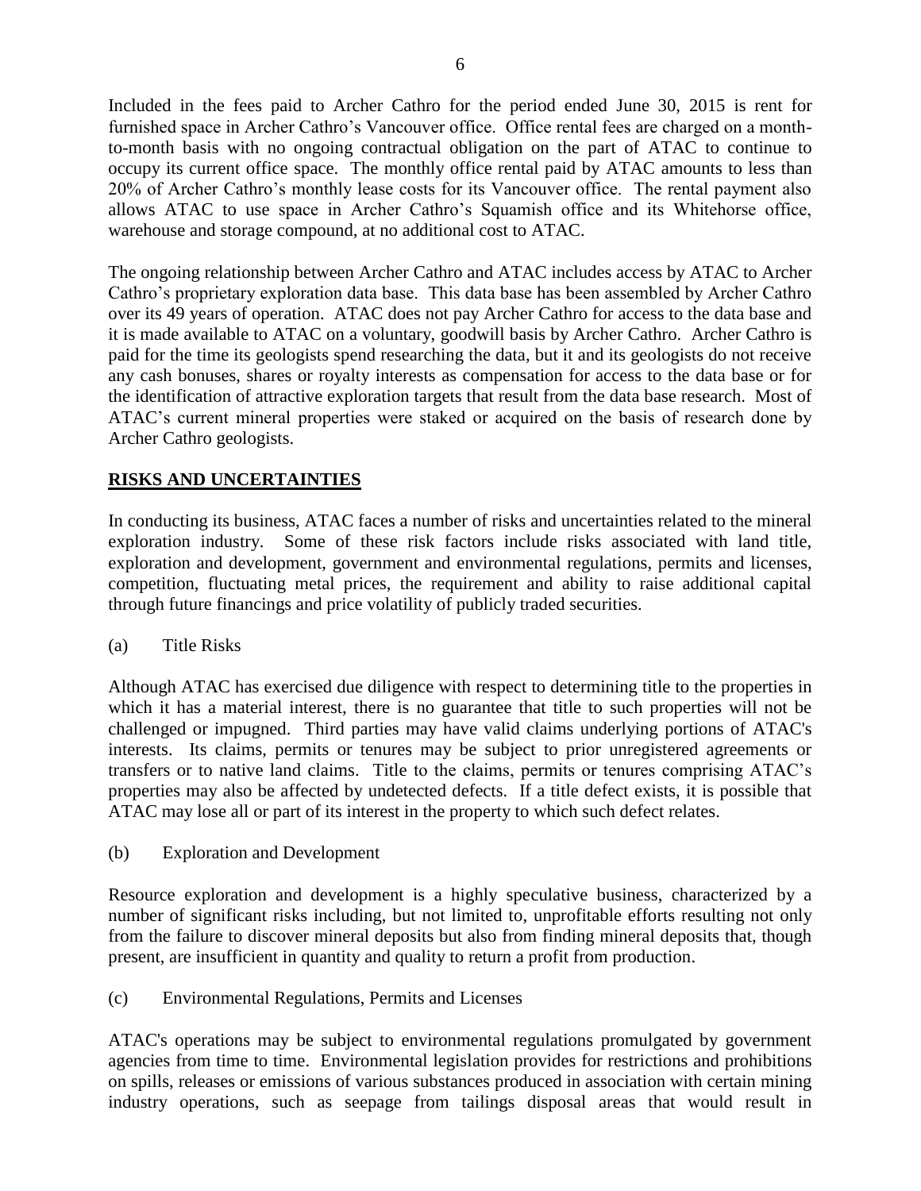Included in the fees paid to Archer Cathro for the period ended June 30, 2015 is rent for furnished space in Archer Cathro's Vancouver office. Office rental fees are charged on a month-to-month basis with no ongoing contractual obligation on the part of ATAC to continue to occupy its current office space. The monthly office rental paid by ATAC amounts to less than 20% of Archer Cathro's monthly lease costs for its Vancouver office. The rental payment also allows ATAC to use space in Archer Cathro's Squamish office and its Whitehorse office, warehouse and storage compound, at no additional cost to ATAC.

The ongoing relationship between Archer Cathro and ATAC includes access by ATAC to Archer Cathro's proprietary exploration data base. This data base has been assembled by Archer Cathro over its 49 years of operation. ATAC does not pay Archer Cathro for access to the data base and it is made available to ATAC on a voluntary, goodwill basis by Archer Cathro. Archer Cathro is paid for the time its geologists spend researching the data, but it and its geologists do not receive any cash bonuses, shares or royalty interests as compensation for access to the data base or for the identification of attractive exploration targets that result from the data base research. Most of ATAC's current mineral properties were staked or acquired on the basis of research done by Archer Cathro geologists.

## RISKS AND UNCERTAINTIES

In conducting its business, ATAC faces a number of risks and uncertainties related to the mineral exploration industry. Some of these risk factors include risks associated with land title, exploration and development, government and environmental regulations, permits and licenses, competition, fluctuating metal prices, the requirement and ability to raise additional capital through future financings and price volatility of publicly traded securities.

(a) Title Risks

Although ATAC has exercised due diligence with respect to determining title to the properties in which it has a material interest, there is no guarantee that title to such properties will not be challenged or impugned. Third parties may have valid claims underlying portions of ATAC's interests. Its claims, permits or tenures may be subject to prior unregistered agreements or transfers or to native land claims. Title to the claims, permits or tenures comprising ATAC's properties may also be affected by undetected defects. If a title defect exists, it is possible that ATAC may lose all or part of its interest in the property to which such defect relates.

(b) Exploration and Development

Resource exploration and development is a highly speculative business, characterized by a number of significant risks including, but not limited to, unprofitable efforts resulting not only from the failure to discover mineral deposits but also from finding mineral deposits that, though present, are insufficient in quantity and quality to return a profit from production.

(c) Environmental Regulations, Permits and Licenses

ATAC's operations may be subject to environmental regulations promulgated by government agencies from time to time. Environmental legislation provides for restrictions and prohibitions on spills, releases or emissions of various substances produced in association with certain mining industry operations, such as seepage from tailings disposal areas that would result in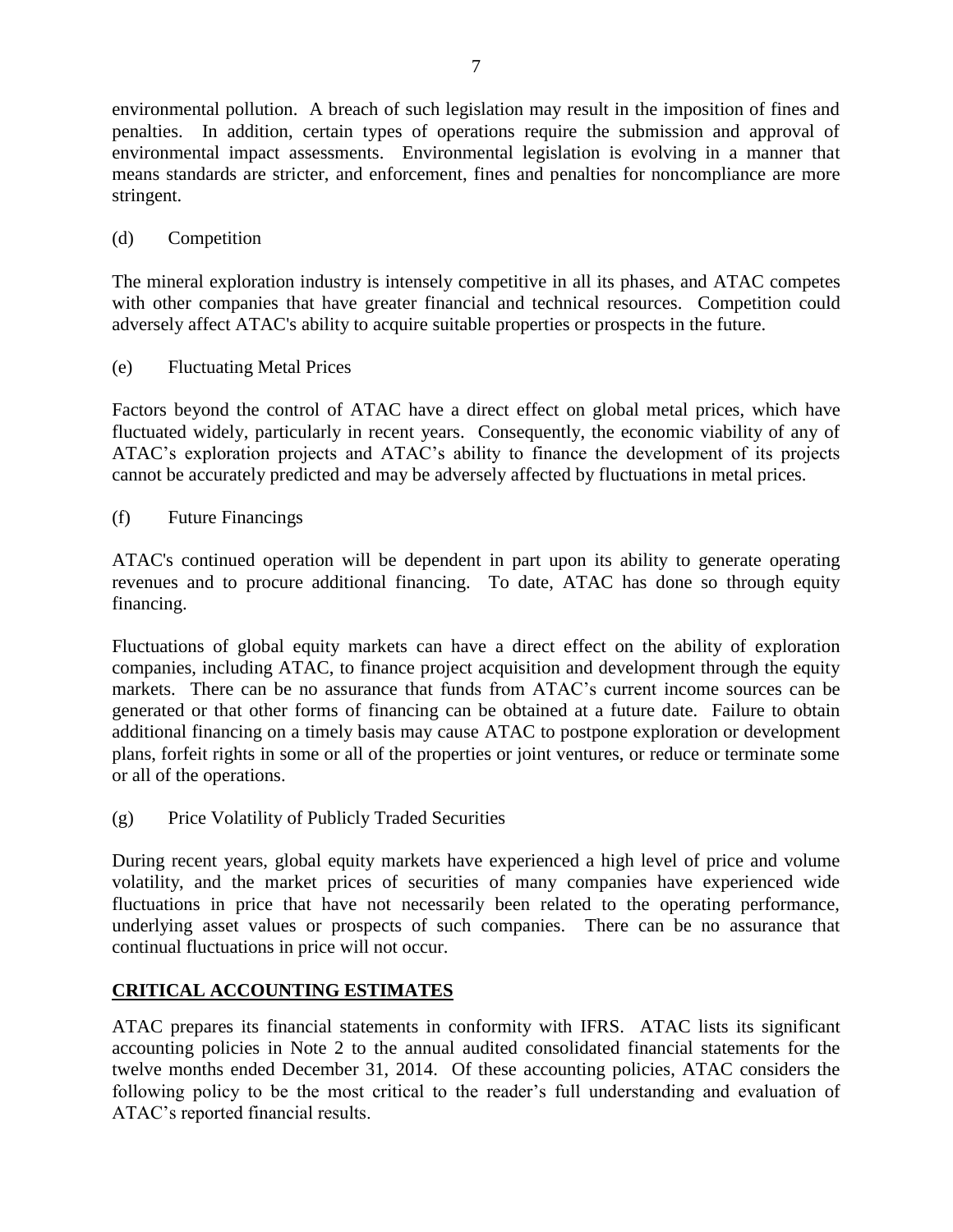environmental pollution. A breach of such legislation may result in the imposition of fines and penalties. In addition, certain types of operations require the submission and approval of environmental impact assessments. Environmental legislation is evolving in a manner that means standards are stricter, and enforcement, fines and penalties for noncompliance are more stringent.

(d) Competition

The mineral exploration industry is intensely competitive in all its phases, and ATAC competes with other companies that have greater financial and technical resources. Competition could adversely affect ATAC's ability to acquire suitable properties or prospects in the future.

(e) Fluctuating Metal Prices

Factors beyond the control of ATAC have a direct effect on global metal prices, which have fluctuated widely, particularly in recent years. Consequently, the economic viability of any of ATAC's exploration projects and ATAC's ability to finance the development of its projects cannot be accurately predicted and may be adversely affected by fluctuations in metal prices.

(f) Future Financings

ATAC's continued operation will be dependent in part upon its ability to generate operating revenues and to procure additional financing. To date, ATAC has done so through equity financing.

Fluctuations of global equity markets can have a direct effect on the ability of exploration companies, including ATAC, to finance project acquisition and development through the equity markets. There can be no assurance that funds from ATAC's current income sources can be generated or that other forms of financing can be obtained at a future date. Failure to obtain additional financing on a timely basis may cause ATAC to postpone exploration or development plans, forfeit rights in some or all of the properties or joint ventures, or reduce or terminate some or all of the operations.

(g) Price Volatility of Publicly Traded Securities

During recent years, global equity markets have experienced a high level of price and volume volatility, and the market prices of securities of many companies have experienced wide fluctuations in price that have not necessarily been related to the operating performance, underlying asset values or prospects of such companies. There can be no assurance that continual fluctuations in price will not occur.

## CRITICAL ACCOUNTING ESTIMATES

ATAC prepares its financial statements in conformity with IFRS. ATAC lists its significant accounting policies in Note 2 to the annual audited consolidated financial statements for the twelve months ended December 31, 2014. Of these accounting policies, ATAC considers the following policy to be the most critical to the reader's full understanding and evaluation of ATAC's reported financial results.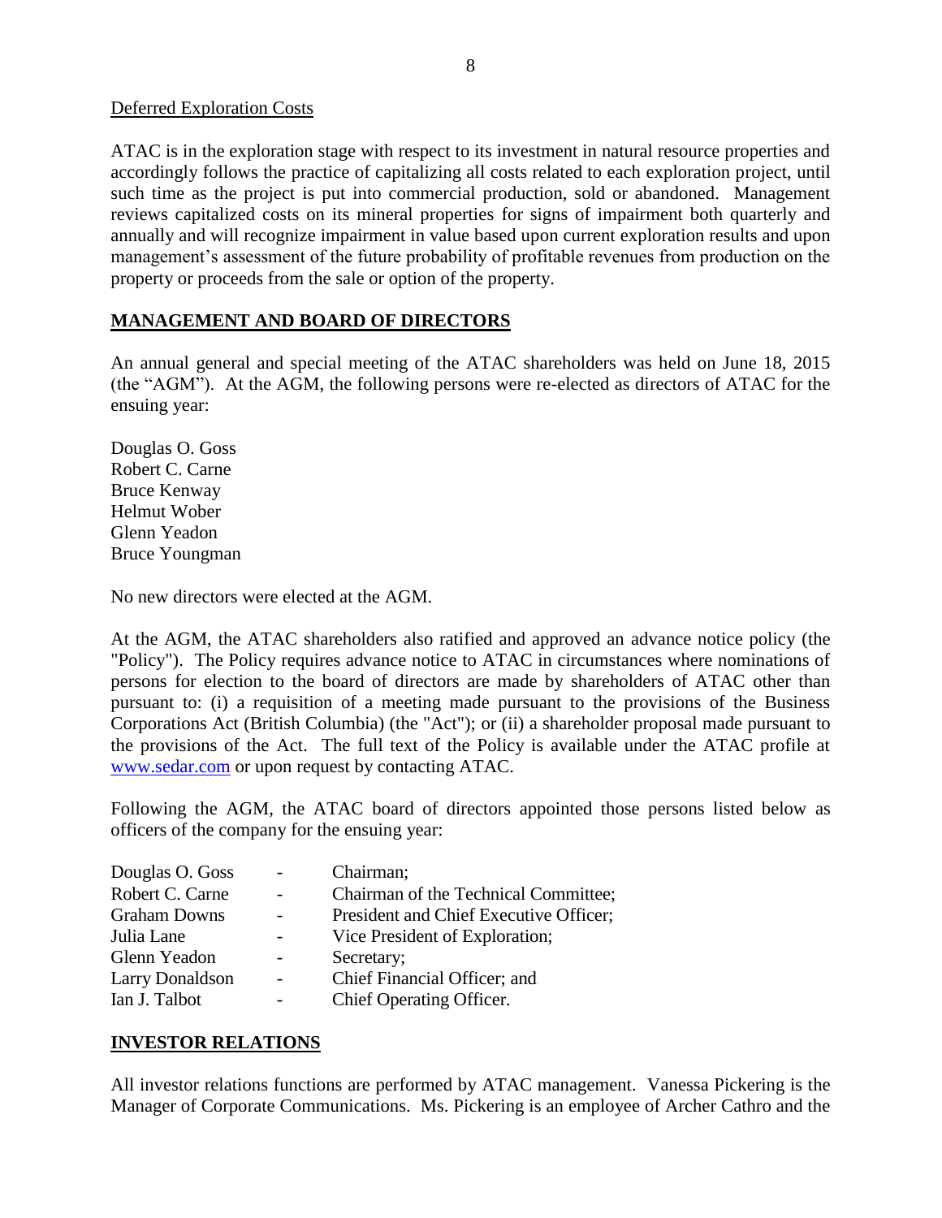Deferred Exploration Costs

ATAC is in the exploration stage with respect to its investment in natural resource properties and accordingly follows the practice of capitalizing all costs related to each exploration project, until such time as the project is put into commercial production, sold or abandoned. Management reviews capitalized costs on its mineral properties for signs of impairment both quarterly and annually and will recognize impairment in value based upon current exploration results and upon management's assessment of the future probability of profitable revenues from production on the property or proceeds from the sale or option of the property.

## MANAGEMENT AND BOARD OF DIRECTORS

An annual general and special meeting of the ATAC shareholders was held on June 18, 2015 (the "AGM"). At the AGM, the following persons were re-elected as directors of ATAC for the ensuing year:

Douglas O. Goss
Robert C. Carne
Bruce Kenway
Helmut Wober
Glenn Yeadon
Bruce Youngman

No new directors were elected at the AGM.

At the AGM, the ATAC shareholders also ratified and approved an advance notice policy (the "Policy"). The Policy requires advance notice to ATAC in circumstances where nominations of persons for election to the board of directors are made by shareholders of ATAC other than pursuant to: (i) a requisition of a meeting made pursuant to the provisions of the Business Corporations Act (British Columbia) (the "Act"); or (ii) a shareholder proposal made pursuant to the provisions of the Act. The full text of the Policy is available under the ATAC profile at www.sedar.com or upon request by contacting ATAC.

Following the AGM, the ATAC board of directors appointed those persons listed below as officers of the company for the ensuing year:

| | | |
|---|---|---|
| Douglas O. Goss | - | Chairman; |
| Robert C. Carne | - | Chairman of the Technical Committee; |
| Graham Downs | - | President and Chief Executive Officer; |
| Julia Lane | - | Vice President of Exploration; |
| Glenn Yeadon | - | Secretary; |
| Larry Donaldson | - | Chief Financial Officer; and |
| Ian J. Talbot | - | Chief Operating Officer. |

## INVESTOR RELATIONS

All investor relations functions are performed by ATAC management. Vanessa Pickering is the Manager of Corporate Communications. Ms. Pickering is an employee of Archer Cathro and the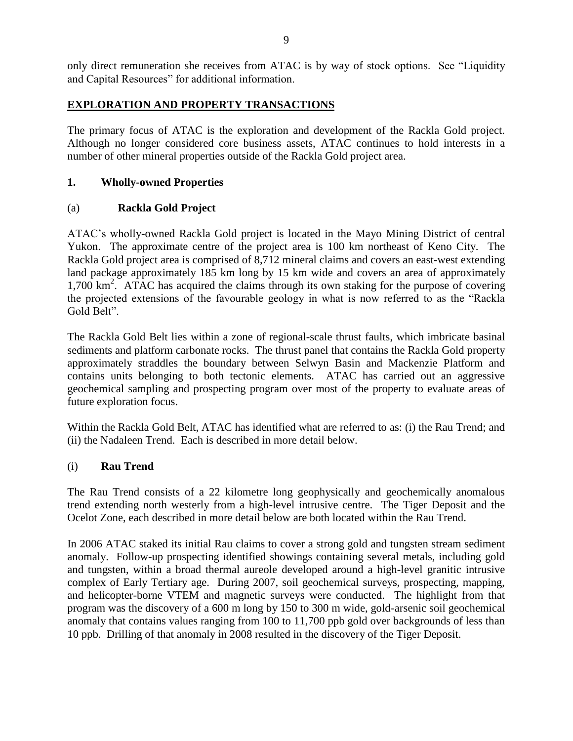only direct remuneration she receives from ATAC is by way of stock options. See "Liquidity and Capital Resources" for additional information.

## EXPLORATION AND PROPERTY TRANSACTIONS

The primary focus of ATAC is the exploration and development of the Rackla Gold project. Although no longer considered core business assets, ATAC continues to hold interests in a number of other mineral properties outside of the Rackla Gold project area.

### 1. Wholly-owned Properties

#### (a) Rackla Gold Project

ATAC's wholly-owned Rackla Gold project is located in the Mayo Mining District of central Yukon. The approximate centre of the project area is 100 km northeast of Keno City. The Rackla Gold project area is comprised of 8,712 mineral claims and covers an east-west extending land package approximately 185 km long by 15 km wide and covers an area of approximately 1,700 $km^2$. ATAC has acquired the claims through its own staking for the purpose of covering the projected extensions of the favourable geology in what is now referred to as the "Rackla Gold Belt".

The Rackla Gold Belt lies within a zone of regional-scale thrust faults, which imbricate basinal sediments and platform carbonate rocks. The thrust panel that contains the Rackla Gold property approximately straddles the boundary between Selwyn Basin and Mackenzie Platform and contains units belonging to both tectonic elements. ATAC has carried out an aggressive geochemical sampling and prospecting program over most of the property to evaluate areas of future exploration focus.

Within the Rackla Gold Belt, ATAC has identified what are referred to as: (i) the Rau Trend; and (ii) the Nadaleen Trend. Each is described in more detail below.

#### (i) Rau Trend

The Rau Trend consists of a 22 kilometre long geophysically and geochemically anomalous trend extending north westerly from a high-level intrusive centre. The Tiger Deposit and the Ocelot Zone, each described in more detail below are both located within the Rau Trend.

In 2006 ATAC staked its initial Rau claims to cover a strong gold and tungsten stream sediment anomaly. Follow-up prospecting identified showings containing several metals, including gold and tungsten, within a broad thermal aureole developed around a high-level granitic intrusive complex of Early Tertiary age. During 2007, soil geochemical surveys, prospecting, mapping, and helicopter-borne VTEM and magnetic surveys were conducted. The highlight from that program was the discovery of a 600 m long by 150 to 300 m wide, gold-arsenic soil geochemical anomaly that contains values ranging from 100 to 11,700 ppb gold over backgrounds of less than 10 ppb. Drilling of that anomaly in 2008 resulted in the discovery of the Tiger Deposit.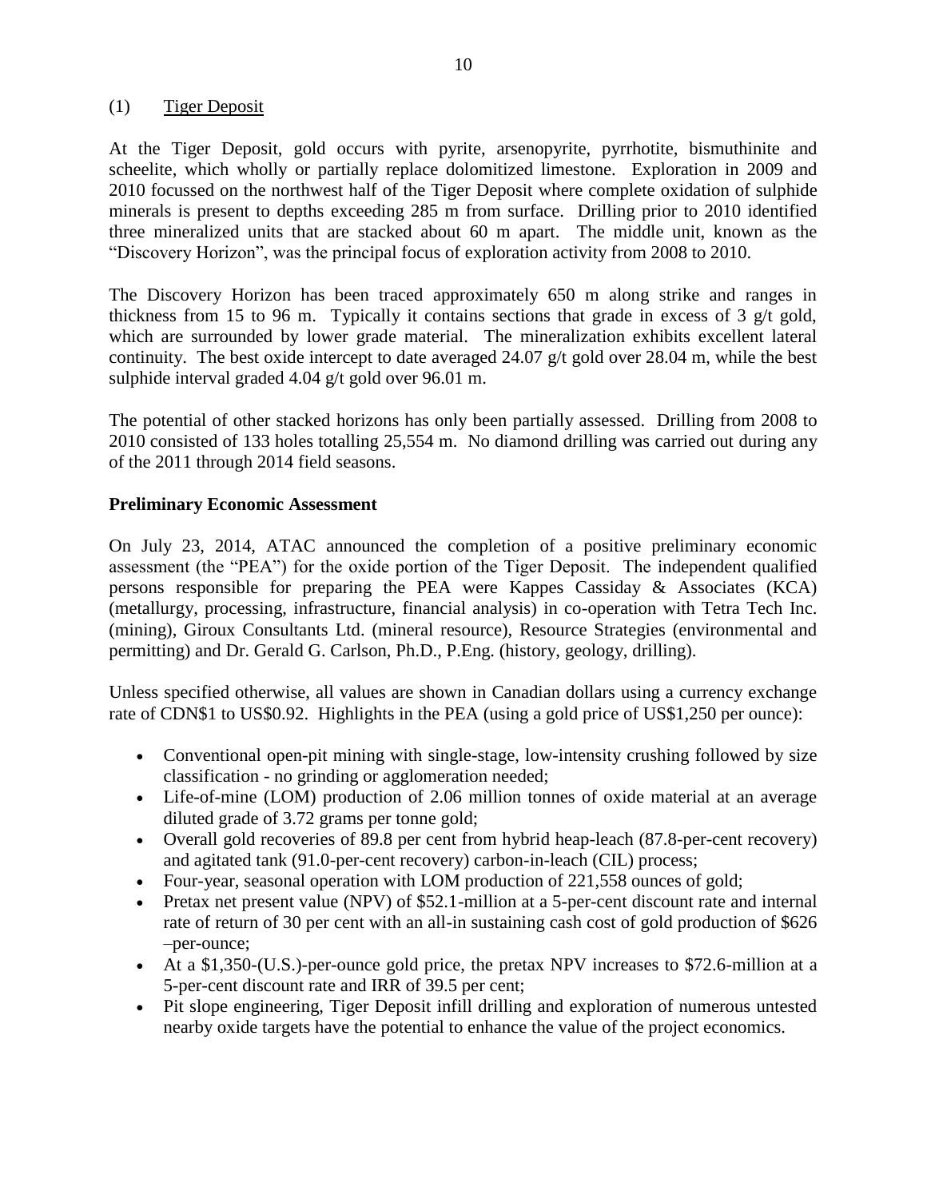(1) Tiger Deposit

At the Tiger Deposit, gold occurs with pyrite, arsenopyrite, pyrrhotite, bismuthinite and scheelite, which wholly or partially replace dolomitized limestone. Exploration in 2009 and 2010 focussed on the northwest half of the Tiger Deposit where complete oxidation of sulphide minerals is present to depths exceeding 285 m from surface. Drilling prior to 2010 identified three mineralized units that are stacked about 60 m apart. The middle unit, known as the "Discovery Horizon", was the principal focus of exploration activity from 2008 to 2010.

The Discovery Horizon has been traced approximately 650 m along strike and ranges in thickness from 15 to 96 m. Typically it contains sections that grade in excess of 3 g/t gold, which are surrounded by lower grade material. The mineralization exhibits excellent lateral continuity. The best oxide intercept to date averaged 24.07 g/t gold over 28.04 m, while the best sulphide interval graded 4.04 g/t gold over 96.01 m.

The potential of other stacked horizons has only been partially assessed. Drilling from 2008 to 2010 consisted of 133 holes totalling 25,554 m. No diamond drilling was carried out during any of the 2011 through 2014 field seasons.

**Preliminary Economic Assessment**

On July 23, 2014, ATAC announced the completion of a positive preliminary economic assessment (the "PEA") for the oxide portion of the Tiger Deposit. The independent qualified persons responsible for preparing the PEA were Kappes Cassiday & Associates (KCA) (metallurgy, processing, infrastructure, financial analysis) in co-operation with Tetra Tech Inc. (mining), Giroux Consultants Ltd. (mineral resource), Resource Strategies (environmental and permitting) and Dr. Gerald G. Carlson, Ph.D., P.Eng. (history, geology, drilling).

Unless specified otherwise, all values are shown in Canadian dollars using a currency exchange rate of CDN$1 to US$0.92. Highlights in the PEA (using a gold price of US$1,250 per ounce):

- Conventional open-pit mining with single-stage, low-intensity crushing followed by size classification - no grinding or agglomeration needed;
- Life-of-mine (LOM) production of 2.06 million tonnes of oxide material at an average diluted grade of 3.72 grams per tonne gold;
- Overall gold recoveries of 89.8 per cent from hybrid heap-leach (87.8-per-cent recovery) and agitated tank (91.0-per-cent recovery) carbon-in-leach (CIL) process;
- Four-year, seasonal operation with LOM production of 221,558 ounces of gold;
- Pretax net present value (NPV) of $52.1-million at a 5-per-cent discount rate and internal rate of return of 30 per cent with an all-in sustaining cash cost of gold production of $626 –per-ounce;
- At a $1,350-(U.S.)-per-ounce gold price, the pretax NPV increases to $72.6-million at a 5-per-cent discount rate and IRR of 39.5 per cent;
- Pit slope engineering, Tiger Deposit infill drilling and exploration of numerous untested nearby oxide targets have the potential to enhance the value of the project economics.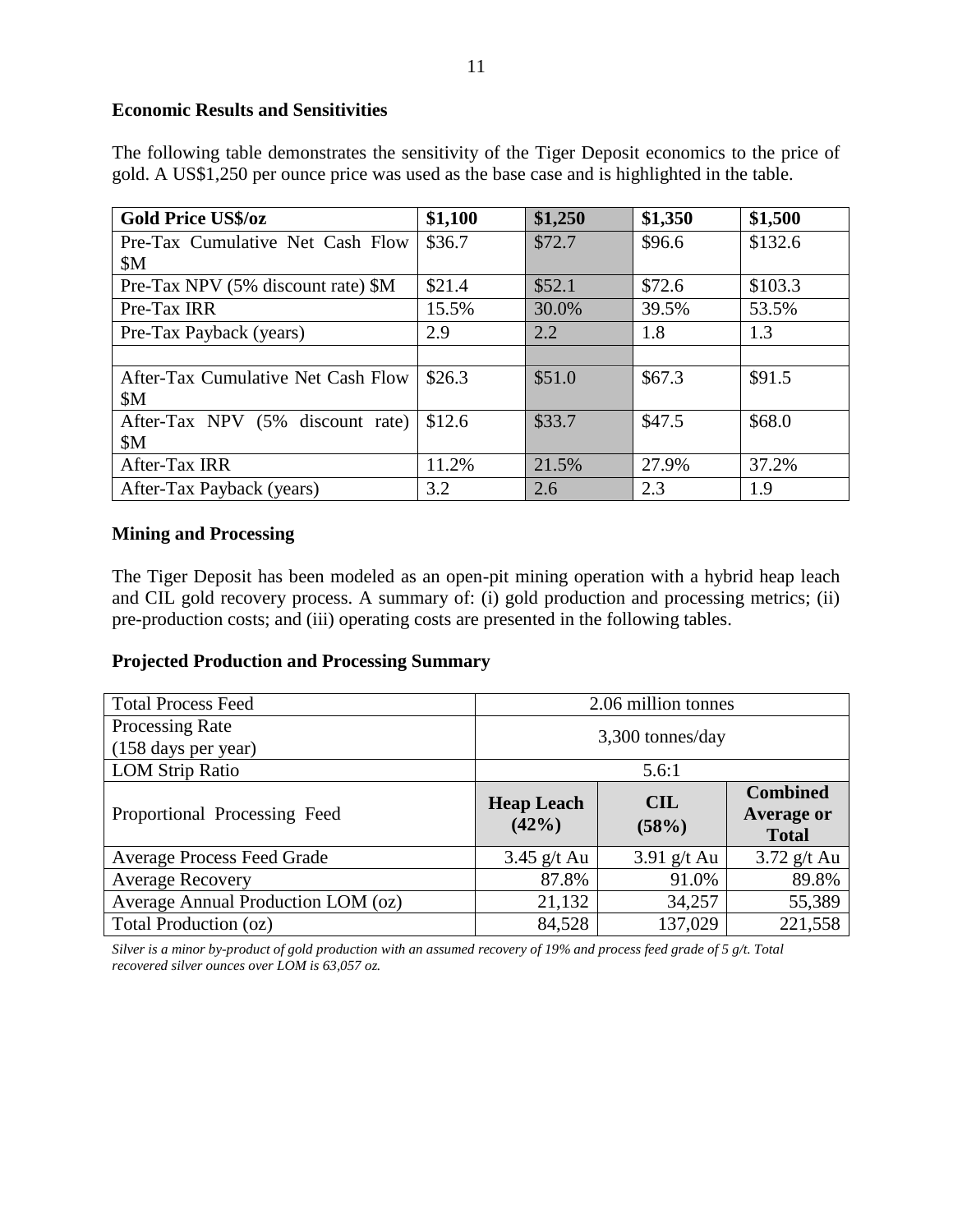**Economic Results and Sensitivities**

The following table demonstrates the sensitivity of the Tiger Deposit economics to the price of gold. A US$1,250 per ounce price was used as the base case and is highlighted in the table.

| Gold Price US$/oz | $1,100 | $1,250 | $1,350 | $1,500 |
|---|---|---|---|---|
| Pre-Tax Cumulative Net Cash Flow $M | $36.7 | $72.7 | $96.6 | $132.6 |
| Pre-Tax NPV (5% discount rate) $M | $21.4 | $52.1 | $72.6 | $103.3 |
| Pre-Tax IRR | 15.5% | 30.0% | 39.5% | 53.5% |
| Pre-Tax Payback (years) | 2.9 | 2.2 | 1.8 | 1.3 |
| | | | | |
| After-Tax Cumulative Net Cash Flow $M | $26.3 | $51.0 | $67.3 | $91.5 |
| After-Tax NPV (5% discount rate) $M | $12.6 | $33.7 | $47.5 | $68.0 |
| After-Tax IRR | 11.2% | 21.5% | 27.9% | 37.2% |
| After-Tax Payback (years) | 3.2 | 2.6 | 2.3 | 1.9 |

**Mining and Processing**

The Tiger Deposit has been modeled as an open-pit mining operation with a hybrid heap leach and CIL gold recovery process. A summary of: (i) gold production and processing metrics; (ii) pre-production costs; and (iii) operating costs are presented in the following tables.

**Projected Production and Processing Summary**

| Total Process Feed | 2.06 million tonnes | | |
|---|---|---|---|
| Processing Rate (158 days per year) | 3,300 tonnes/day | | |
| LOM Strip Ratio | 5.6:1 | | |
| Proportional Processing Feed | **Heap Leach (42%)** | **CIL (58%)** | **Combined Average or Total** |
| Average Process Feed Grade | 3.45 g/t Au | 3.91 g/t Au | 3.72 g/t Au |
| Average Recovery | 87.8% | 91.0% | 89.8% |
| Average Annual Production LOM (oz) | 21,132 | 34,257 | 55,389 |
| Total Production (oz) | 84,528 | 137,029 | 221,558 |

*Silver is a minor by-product of gold production with an assumed recovery of 19% and process feed grade of 5 g/t. Total recovered silver ounces over LOM is 63,057 oz.*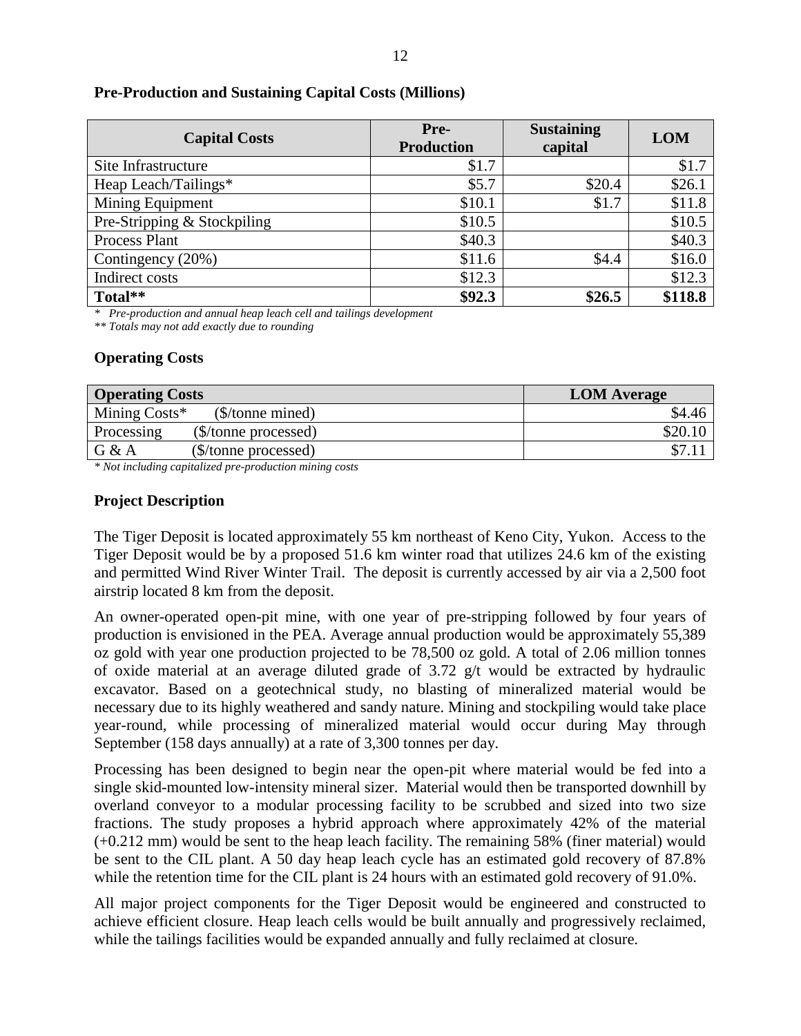**Pre-Production and Sustaining Capital Costs (Millions)**

| Capital Costs | Pre-Production | Sustaining capital | LOM |
|---|---|---|---|
| Site Infrastructure | $1.7 | | $1.7 |
| Heap Leach/Tailings* | $5.7 | $20.4 | $26.1 |
| Mining Equipment | $10.1 | $1.7 | $11.8 |
| Pre-Stripping & Stockpiling | $10.5 | | $10.5 |
| Process Plant | $40.3 | | $40.3 |
| Contingency (20%) | $11.6 | $4.4 | $16.0 |
| Indirect costs | $12.3 | | $12.3 |
| **Total**** | **$92.3** | **$26.5** | **$118.8** |

*\* Pre-production and annual heap leach cell and tailings development*

*\*\* Totals may not add exactly due to rounding*

**Operating Costs**

| Operating Costs | | LOM Average |
|---|---|---|
| Mining Costs* | ($/tonne mined) | $4.46 |
| Processing | ($/tonne processed) | $20.10 |
| G & A | ($/tonne processed) | $7.11 |

*\* Not including capitalized pre-production mining costs*

**Project Description**

The Tiger Deposit is located approximately 55 km northeast of Keno City, Yukon. Access to the Tiger Deposit would be by a proposed 51.6 km winter road that utilizes 24.6 km of the existing and permitted Wind River Winter Trail. The deposit is currently accessed by air via a 2,500 foot airstrip located 8 km from the deposit.

An owner-operated open-pit mine, with one year of pre-stripping followed by four years of production is envisioned in the PEA. Average annual production would be approximately 55,389 oz gold with year one production projected to be 78,500 oz gold. A total of 2.06 million tonnes of oxide material at an average diluted grade of 3.72 g/t would be extracted by hydraulic excavator. Based on a geotechnical study, no blasting of mineralized material would be necessary due to its highly weathered and sandy nature. Mining and stockpiling would take place year-round, while processing of mineralized material would occur during May through September (158 days annually) at a rate of 3,300 tonnes per day.

Processing has been designed to begin near the open-pit where material would be fed into a single skid-mounted low-intensity mineral sizer. Material would then be transported downhill by overland conveyor to a modular processing facility to be scrubbed and sized into two size fractions. The study proposes a hybrid approach where approximately 42% of the material (+0.212 mm) would be sent to the heap leach facility. The remaining 58% (finer material) would be sent to the CIL plant. A 50 day heap leach cycle has an estimated gold recovery of 87.8% while the retention time for the CIL plant is 24 hours with an estimated gold recovery of 91.0%.

All major project components for the Tiger Deposit would be engineered and constructed to achieve efficient closure. Heap leach cells would be built annually and progressively reclaimed, while the tailings facilities would be expanded annually and fully reclaimed at closure.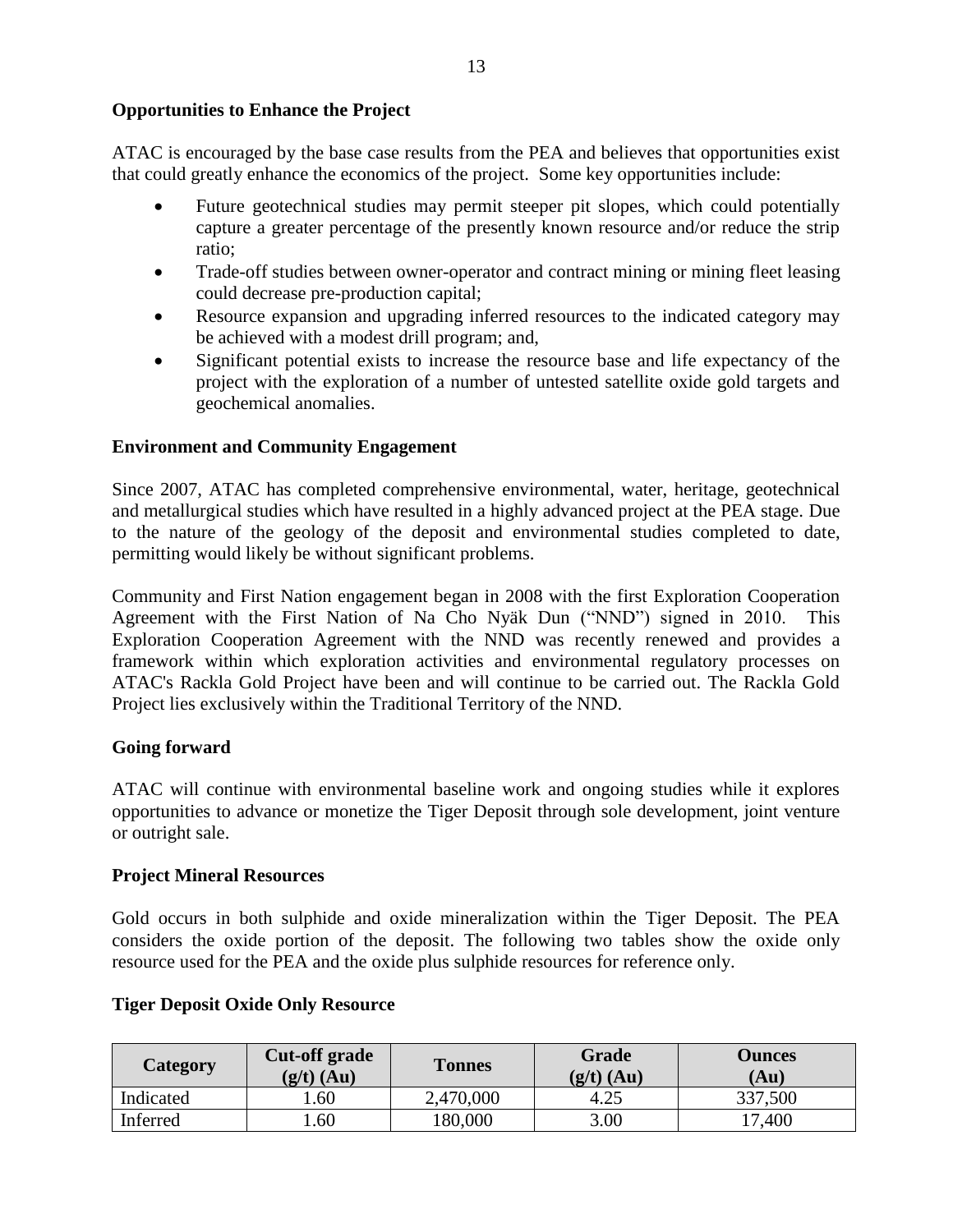**Opportunities to Enhance the Project**

ATAC is encouraged by the base case results from the PEA and believes that opportunities exist that could greatly enhance the economics of the project. Some key opportunities include:

- Future geotechnical studies may permit steeper pit slopes, which could potentially capture a greater percentage of the presently known resource and/or reduce the strip ratio;
- Trade-off studies between owner-operator and contract mining or mining fleet leasing could decrease pre-production capital;
- Resource expansion and upgrading inferred resources to the indicated category may be achieved with a modest drill program; and,
- Significant potential exists to increase the resource base and life expectancy of the project with the exploration of a number of untested satellite oxide gold targets and geochemical anomalies.

**Environment and Community Engagement**

Since 2007, ATAC has completed comprehensive environmental, water, heritage, geotechnical and metallurgical studies which have resulted in a highly advanced project at the PEA stage. Due to the nature of the geology of the deposit and environmental studies completed to date, permitting would likely be without significant problems.

Community and First Nation engagement began in 2008 with the first Exploration Cooperation Agreement with the First Nation of Na Cho Nyäk Dun ("NND") signed in 2010. This Exploration Cooperation Agreement with the NND was recently renewed and provides a framework within which exploration activities and environmental regulatory processes on ATAC's Rackla Gold Project have been and will continue to be carried out. The Rackla Gold Project lies exclusively within the Traditional Territory of the NND.

**Going forward**

ATAC will continue with environmental baseline work and ongoing studies while it explores opportunities to advance or monetize the Tiger Deposit through sole development, joint venture or outright sale.

**Project Mineral Resources**

Gold occurs in both sulphide and oxide mineralization within the Tiger Deposit. The PEA considers the oxide portion of the deposit. The following two tables show the oxide only resource used for the PEA and the oxide plus sulphide resources for reference only.

**Tiger Deposit Oxide Only Resource**

| Category | Cut-off grade (g/t) (Au) | Tonnes | Grade (g/t) (Au) | Ounces (Au) |
|---|---|---|---|---|
| Indicated | 1.60 | 2,470,000 | 4.25 | 337,500 |
| Inferred | 1.60 | 180,000 | 3.00 | 17,400 |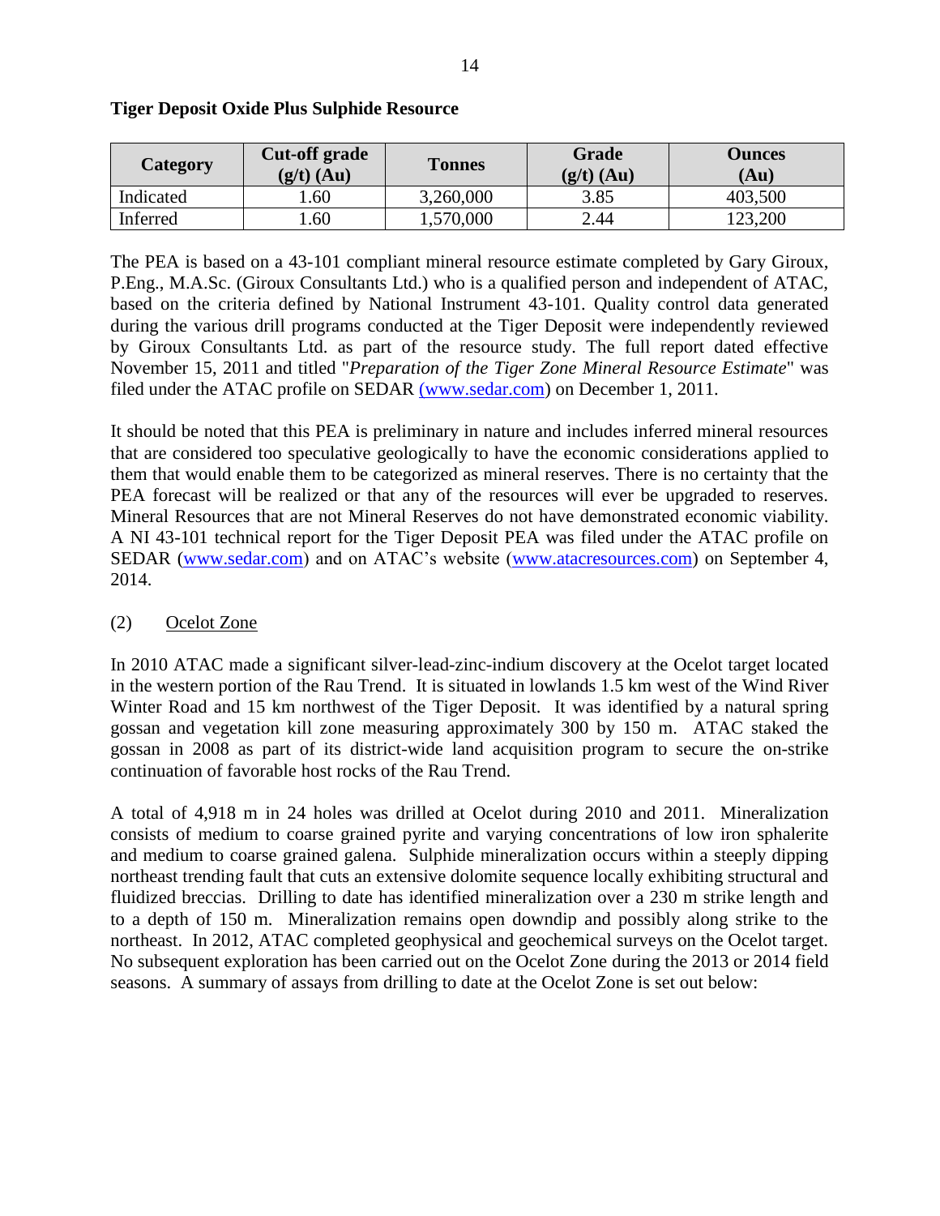**Tiger Deposit Oxide Plus Sulphide Resource**

| Category | Cut-off grade (g/t) (Au) | Tonnes | Grade (g/t) (Au) | Ounces (Au) |
|---|---|---|---|---|
| Indicated | 1.60 | 3,260,000 | 3.85 | 403,500 |
| Inferred | 1.60 | 1,570,000 | 2.44 | 123,200 |

The PEA is based on a 43-101 compliant mineral resource estimate completed by Gary Giroux, P.Eng., M.A.Sc. (Giroux Consultants Ltd.) who is a qualified person and independent of ATAC, based on the criteria defined by National Instrument 43-101. Quality control data generated during the various drill programs conducted at the Tiger Deposit were independently reviewed by Giroux Consultants Ltd. as part of the resource study. The full report dated effective November 15, 2011 and titled "*Preparation of the Tiger Zone Mineral Resource Estimate*" was filed under the ATAC profile on SEDAR (www.sedar.com) on December 1, 2011.

It should be noted that this PEA is preliminary in nature and includes inferred mineral resources that are considered too speculative geologically to have the economic considerations applied to them that would enable them to be categorized as mineral reserves. There is no certainty that the PEA forecast will be realized or that any of the resources will ever be upgraded to reserves. Mineral Resources that are not Mineral Reserves do not have demonstrated economic viability. A NI 43-101 technical report for the Tiger Deposit PEA was filed under the ATAC profile on SEDAR (www.sedar.com) and on ATAC's website (www.atacresources.com) on September 4, 2014.

(2) Ocelot Zone

In 2010 ATAC made a significant silver-lead-zinc-indium discovery at the Ocelot target located in the western portion of the Rau Trend. It is situated in lowlands 1.5 km west of the Wind River Winter Road and 15 km northwest of the Tiger Deposit. It was identified by a natural spring gossan and vegetation kill zone measuring approximately 300 by 150 m. ATAC staked the gossan in 2008 as part of its district-wide land acquisition program to secure the on-strike continuation of favorable host rocks of the Rau Trend.

A total of 4,918 m in 24 holes was drilled at Ocelot during 2010 and 2011. Mineralization consists of medium to coarse grained pyrite and varying concentrations of low iron sphalerite and medium to coarse grained galena. Sulphide mineralization occurs within a steeply dipping northeast trending fault that cuts an extensive dolomite sequence locally exhibiting structural and fluidized breccias. Drilling to date has identified mineralization over a 230 m strike length and to a depth of 150 m. Mineralization remains open downdip and possibly along strike to the northeast. In 2012, ATAC completed geophysical and geochemical surveys on the Ocelot target. No subsequent exploration has been carried out on the Ocelot Zone during the 2013 or 2014 field seasons. A summary of assays from drilling to date at the Ocelot Zone is set out below: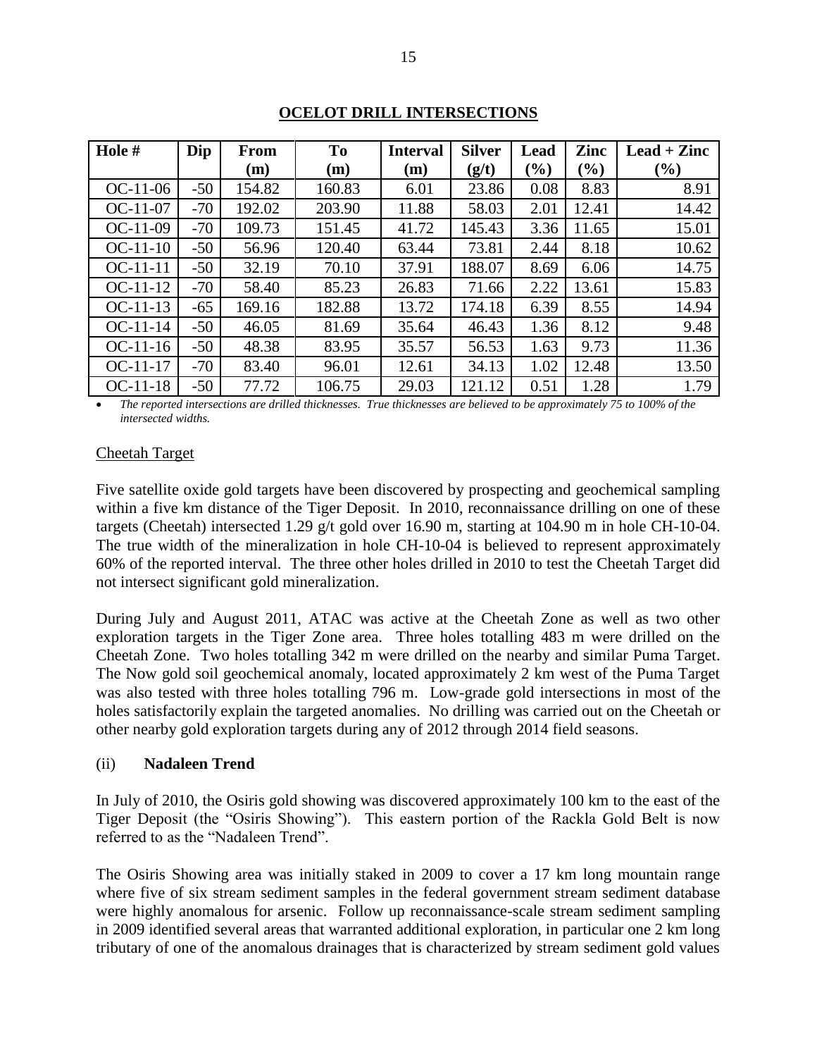## OCELOT DRILL INTERSECTIONS

| Hole # | Dip | From (m) | To (m) | Interval (m) | Silver (g/t) | Lead (%) | Zinc (%) | Lead + Zinc (%) |
|---|---|---|---|---|---|---|---|---|
| OC-11-06 | -50 | 154.82 | 160.83 | 6.01 | 23.86 | 0.08 | 8.83 | 8.91 |
| OC-11-07 | -70 | 192.02 | 203.90 | 11.88 | 58.03 | 2.01 | 12.41 | 14.42 |
| OC-11-09 | -70 | 109.73 | 151.45 | 41.72 | 145.43 | 3.36 | 11.65 | 15.01 |
| OC-11-10 | -50 | 56.96 | 120.40 | 63.44 | 73.81 | 2.44 | 8.18 | 10.62 |
| OC-11-11 | -50 | 32.19 | 70.10 | 37.91 | 188.07 | 8.69 | 6.06 | 14.75 |
| OC-11-12 | -70 | 58.40 | 85.23 | 26.83 | 71.66 | 2.22 | 13.61 | 15.83 |
| OC-11-13 | -65 | 169.16 | 182.88 | 13.72 | 174.18 | 6.39 | 8.55 | 14.94 |
| OC-11-14 | -50 | 46.05 | 81.69 | 35.64 | 46.43 | 1.36 | 8.12 | 9.48 |
| OC-11-16 | -50 | 48.38 | 83.95 | 35.57 | 56.53 | 1.63 | 9.73 | 11.36 |
| OC-11-17 | -70 | 83.40 | 96.01 | 12.61 | 34.13 | 1.02 | 12.48 | 13.50 |
| OC-11-18 | -50 | 77.72 | 106.75 | 29.03 | 121.12 | 0.51 | 1.28 | 1.79 |

- *The reported intersections are drilled thicknesses. True thicknesses are believed to be approximately 75 to 100% of the intersected widths.*

Cheetah Target

Five satellite oxide gold targets have been discovered by prospecting and geochemical sampling within a five km distance of the Tiger Deposit. In 2010, reconnaissance drilling on one of these targets (Cheetah) intersected 1.29 g/t gold over 16.90 m, starting at 104.90 m in hole CH-10-04. The true width of the mineralization in hole CH-10-04 is believed to represent approximately 60% of the reported interval. The three other holes drilled in 2010 to test the Cheetah Target did not intersect significant gold mineralization.

During July and August 2011, ATAC was active at the Cheetah Zone as well as two other exploration targets in the Tiger Zone area. Three holes totalling 483 m were drilled on the Cheetah Zone. Two holes totalling 342 m were drilled on the nearby and similar Puma Target. The Now gold soil geochemical anomaly, located approximately 2 km west of the Puma Target was also tested with three holes totalling 796 m. Low-grade gold intersections in most of the holes satisfactorily explain the targeted anomalies. No drilling was carried out on the Cheetah or other nearby gold exploration targets during any of 2012 through 2014 field seasons.

### (ii) **Nadaleen Trend**

In July of 2010, the Osiris gold showing was discovered approximately 100 km to the east of the Tiger Deposit (the "Osiris Showing"). This eastern portion of the Rackla Gold Belt is now referred to as the "Nadaleen Trend".

The Osiris Showing area was initially staked in 2009 to cover a 17 km long mountain range where five of six stream sediment samples in the federal government stream sediment database were highly anomalous for arsenic. Follow up reconnaissance-scale stream sediment sampling in 2009 identified several areas that warranted additional exploration, in particular one 2 km long tributary of one of the anomalous drainages that is characterized by stream sediment gold values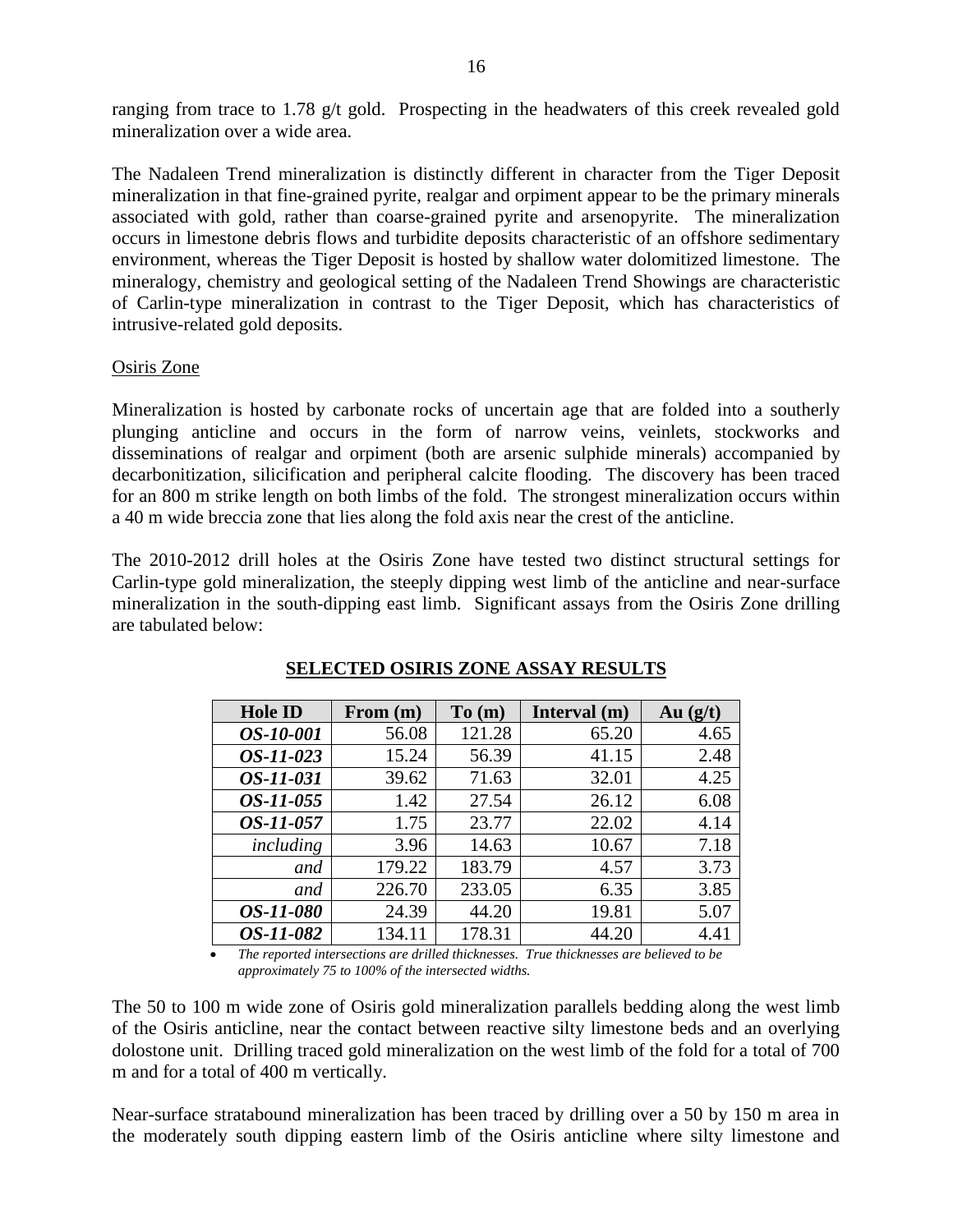ranging from trace to 1.78 g/t gold. Prospecting in the headwaters of this creek revealed gold mineralization over a wide area.

The Nadaleen Trend mineralization is distinctly different in character from the Tiger Deposit mineralization in that fine-grained pyrite, realgar and orpiment appear to be the primary minerals associated with gold, rather than coarse-grained pyrite and arsenopyrite. The mineralization occurs in limestone debris flows and turbidite deposits characteristic of an offshore sedimentary environment, whereas the Tiger Deposit is hosted by shallow water dolomitized limestone. The mineralogy, chemistry and geological setting of the Nadaleen Trend Showings are characteristic of Carlin-type mineralization in contrast to the Tiger Deposit, which has characteristics of intrusive-related gold deposits.

Osiris Zone

Mineralization is hosted by carbonate rocks of uncertain age that are folded into a southerly plunging anticline and occurs in the form of narrow veins, veinlets, stockworks and disseminations of realgar and orpiment (both are arsenic sulphide minerals) accompanied by decarbonitization, silicification and peripheral calcite flooding. The discovery has been traced for an 800 m strike length on both limbs of the fold. The strongest mineralization occurs within a 40 m wide breccia zone that lies along the fold axis near the crest of the anticline.

The 2010-2012 drill holes at the Osiris Zone have tested two distinct structural settings for Carlin-type gold mineralization, the steeply dipping west limb of the anticline and near-surface mineralization in the south-dipping east limb. Significant assays from the Osiris Zone drilling are tabulated below:

**SELECTED OSIRIS ZONE ASSAY RESULTS**

| Hole ID | From (m) | To (m) | Interval (m) | Au (g/t) |
|---|---|---|---|---|
| ***OS-10-001*** | 56.08 | 121.28 | 65.20 | 4.65 |
| ***OS-11-023*** | 15.24 | 56.39 | 41.15 | 2.48 |
| ***OS-11-031*** | 39.62 | 71.63 | 32.01 | 4.25 |
| ***OS-11-055*** | 1.42 | 27.54 | 26.12 | 6.08 |
| ***OS-11-057*** | 1.75 | 23.77 | 22.02 | 4.14 |
| *including* | 3.96 | 14.63 | 10.67 | 7.18 |
| *and* | 179.22 | 183.79 | 4.57 | 3.73 |
| *and* | 226.70 | 233.05 | 6.35 | 3.85 |
| ***OS-11-080*** | 24.39 | 44.20 | 19.81 | 5.07 |
| ***OS-11-082*** | 134.11 | 178.31 | 44.20 | 4.41 |

- *The reported intersections are drilled thicknesses. True thicknesses are believed to be approximately 75 to 100% of the intersected widths.*

The 50 to 100 m wide zone of Osiris gold mineralization parallels bedding along the west limb of the Osiris anticline, near the contact between reactive silty limestone beds and an overlying dolostone unit. Drilling traced gold mineralization on the west limb of the fold for a total of 700 m and for a total of 400 m vertically.

Near-surface stratabound mineralization has been traced by drilling over a 50 by 150 m area in the moderately south dipping eastern limb of the Osiris anticline where silty limestone and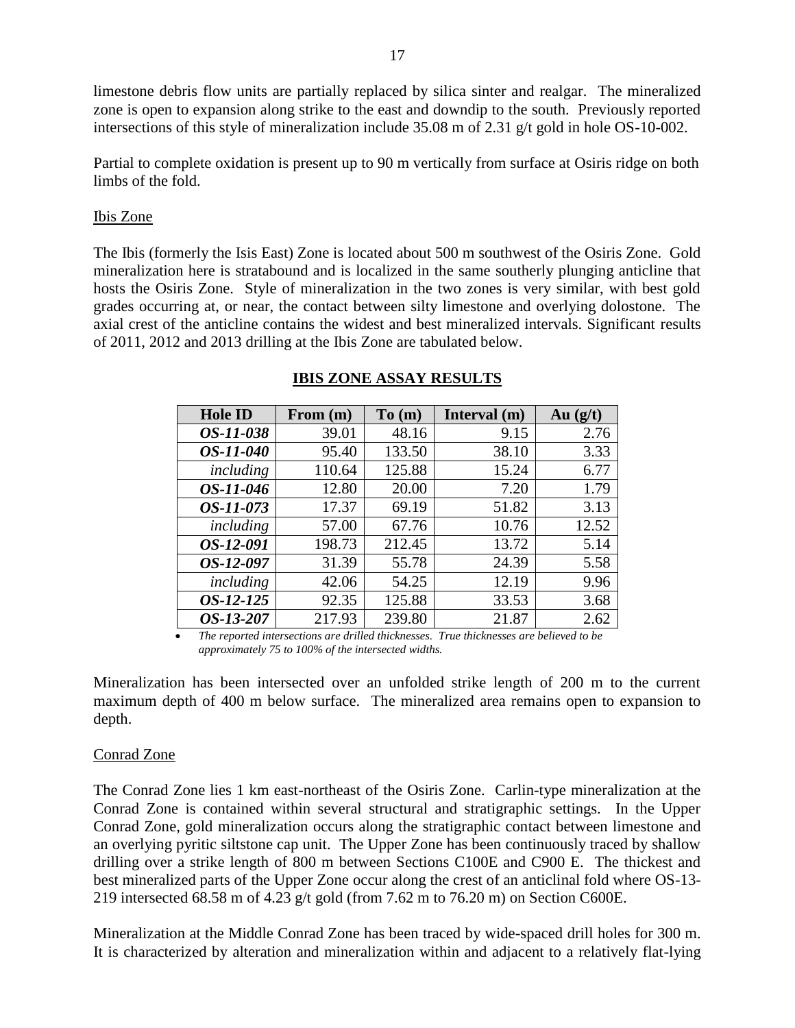limestone debris flow units are partially replaced by silica sinter and realgar. The mineralized zone is open to expansion along strike to the east and downdip to the south. Previously reported intersections of this style of mineralization include 35.08 m of 2.31 g/t gold in hole OS-10-002.

Partial to complete oxidation is present up to 90 m vertically from surface at Osiris ridge on both limbs of the fold.

### Ibis Zone

The Ibis (formerly the Isis East) Zone is located about 500 m southwest of the Osiris Zone. Gold mineralization here is stratabound and is localized in the same southerly plunging anticline that hosts the Osiris Zone. Style of mineralization in the two zones is very similar, with best gold grades occurring at, or near, the contact between silty limestone and overlying dolostone. The axial crest of the anticline contains the widest and best mineralized intervals. Significant results of 2011, 2012 and 2013 drilling at the Ibis Zone are tabulated below.

**IBIS ZONE ASSAY RESULTS**

| Hole ID | From (m) | To (m) | Interval (m) | Au (g/t) |
|---|---|---|---|---|
| ***OS-11-038*** | 39.01 | 48.16 | 9.15 | 2.76 |
| ***OS-11-040*** | 95.40 | 133.50 | 38.10 | 3.33 |
| *including* | 110.64 | 125.88 | 15.24 | 6.77 |
| ***OS-11-046*** | 12.80 | 20.00 | 7.20 | 1.79 |
| ***OS-11-073*** | 17.37 | 69.19 | 51.82 | 3.13 |
| *including* | 57.00 | 67.76 | 10.76 | 12.52 |
| ***OS-12-091*** | 198.73 | 212.45 | 13.72 | 5.14 |
| ***OS-12-097*** | 31.39 | 55.78 | 24.39 | 5.58 |
| *including* | 42.06 | 54.25 | 12.19 | 9.96 |
| ***OS-12-125*** | 92.35 | 125.88 | 33.53 | 3.68 |
| ***OS-13-207*** | 217.93 | 239.80 | 21.87 | 2.62 |

- *The reported intersections are drilled thicknesses. True thicknesses are believed to be approximately 75 to 100% of the intersected widths.*

Mineralization has been intersected over an unfolded strike length of 200 m to the current maximum depth of 400 m below surface. The mineralized area remains open to expansion to depth.

### Conrad Zone

The Conrad Zone lies 1 km east-northeast of the Osiris Zone. Carlin-type mineralization at the Conrad Zone is contained within several structural and stratigraphic settings. In the Upper Conrad Zone, gold mineralization occurs along the stratigraphic contact between limestone and an overlying pyritic siltstone cap unit. The Upper Zone has been continuously traced by shallow drilling over a strike length of 800 m between Sections C100E and C900 E. The thickest and best mineralized parts of the Upper Zone occur along the crest of an anticlinal fold where OS-13-219 intersected 68.58 m of 4.23 g/t gold (from 7.62 m to 76.20 m) on Section C600E.

Mineralization at the Middle Conrad Zone has been traced by wide-spaced drill holes for 300 m. It is characterized by alteration and mineralization within and adjacent to a relatively flat-lying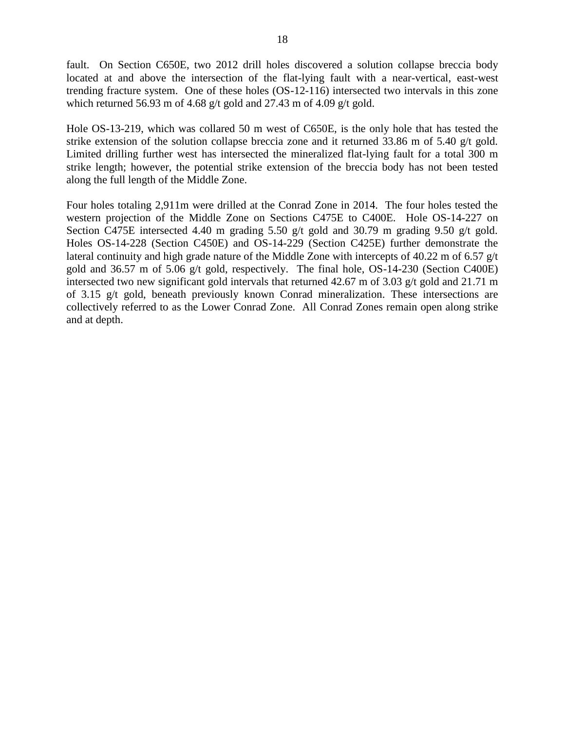fault. On Section C650E, two 2012 drill holes discovered a solution collapse breccia body located at and above the intersection of the flat-lying fault with a near-vertical, east-west trending fracture system. One of these holes (OS-12-116) intersected two intervals in this zone which returned 56.93 m of 4.68 g/t gold and 27.43 m of 4.09 g/t gold.

Hole OS-13-219, which was collared 50 m west of C650E, is the only hole that has tested the strike extension of the solution collapse breccia zone and it returned 33.86 m of 5.40 g/t gold. Limited drilling further west has intersected the mineralized flat-lying fault for a total 300 m strike length; however, the potential strike extension of the breccia body has not been tested along the full length of the Middle Zone.

Four holes totaling 2,911m were drilled at the Conrad Zone in 2014. The four holes tested the western projection of the Middle Zone on Sections C475E to C400E. Hole OS-14-227 on Section C475E intersected 4.40 m grading 5.50 g/t gold and 30.79 m grading 9.50 g/t gold. Holes OS-14-228 (Section C450E) and OS-14-229 (Section C425E) further demonstrate the lateral continuity and high grade nature of the Middle Zone with intercepts of 40.22 m of 6.57 g/t gold and 36.57 m of 5.06 g/t gold, respectively. The final hole, OS-14-230 (Section C400E) intersected two new significant gold intervals that returned 42.67 m of 3.03 g/t gold and 21.71 m of 3.15 g/t gold, beneath previously known Conrad mineralization. These intersections are collectively referred to as the Lower Conrad Zone. All Conrad Zones remain open along strike and at depth.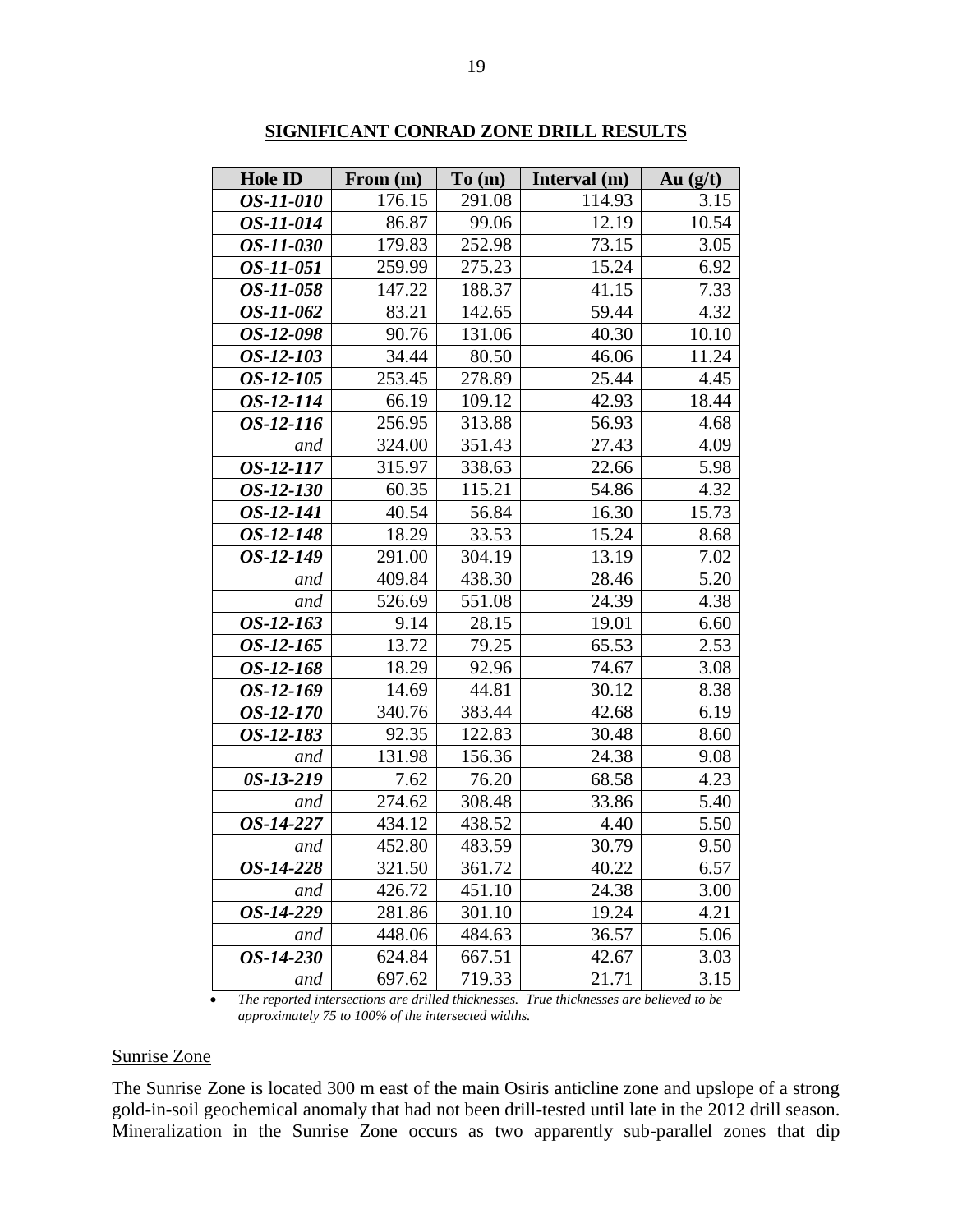## SIGNIFICANT CONRAD ZONE DRILL RESULTS

| Hole ID | From (m) | To (m) | Interval (m) | Au (g/t) |
|---|---|---|---|---|
| ***OS-11-010*** | 176.15 | 291.08 | 114.93 | 3.15 |
| ***OS-11-014*** | 86.87 | 99.06 | 12.19 | 10.54 |
| ***OS-11-030*** | 179.83 | 252.98 | 73.15 | 3.05 |
| ***OS-11-051*** | 259.99 | 275.23 | 15.24 | 6.92 |
| ***OS-11-058*** | 147.22 | 188.37 | 41.15 | 7.33 |
| ***OS-11-062*** | 83.21 | 142.65 | 59.44 | 4.32 |
| ***OS-12-098*** | 90.76 | 131.06 | 40.30 | 10.10 |
| ***OS-12-103*** | 34.44 | 80.50 | 46.06 | 11.24 |
| ***OS-12-105*** | 253.45 | 278.89 | 25.44 | 4.45 |
| ***OS-12-114*** | 66.19 | 109.12 | 42.93 | 18.44 |
| ***OS-12-116*** | 256.95 | 313.88 | 56.93 | 4.68 |
| *and* | 324.00 | 351.43 | 27.43 | 4.09 |
| ***OS-12-117*** | 315.97 | 338.63 | 22.66 | 5.98 |
| ***OS-12-130*** | 60.35 | 115.21 | 54.86 | 4.32 |
| ***OS-12-141*** | 40.54 | 56.84 | 16.30 | 15.73 |
| ***OS-12-148*** | 18.29 | 33.53 | 15.24 | 8.68 |
| ***OS-12-149*** | 291.00 | 304.19 | 13.19 | 7.02 |
| *and* | 409.84 | 438.30 | 28.46 | 5.20 |
| *and* | 526.69 | 551.08 | 24.39 | 4.38 |
| ***OS-12-163*** | 9.14 | 28.15 | 19.01 | 6.60 |
| ***OS-12-165*** | 13.72 | 79.25 | 65.53 | 2.53 |
| ***OS-12-168*** | 18.29 | 92.96 | 74.67 | 3.08 |
| ***OS-12-169*** | 14.69 | 44.81 | 30.12 | 8.38 |
| ***OS-12-170*** | 340.76 | 383.44 | 42.68 | 6.19 |
| ***OS-12-183*** | 92.35 | 122.83 | 30.48 | 8.60 |
| *and* | 131.98 | 156.36 | 24.38 | 9.08 |
| ***0S-13-219*** | 7.62 | 76.20 | 68.58 | 4.23 |
| *and* | 274.62 | 308.48 | 33.86 | 5.40 |
| ***OS-14-227*** | 434.12 | 438.52 | 4.40 | 5.50 |
| *and* | 452.80 | 483.59 | 30.79 | 9.50 |
| ***OS-14-228*** | 321.50 | 361.72 | 40.22 | 6.57 |
| *and* | 426.72 | 451.10 | 24.38 | 3.00 |
| ***OS-14-229*** | 281.86 | 301.10 | 19.24 | 4.21 |
| *and* | 448.06 | 484.63 | 36.57 | 5.06 |
| ***OS-14-230*** | 624.84 | 667.51 | 42.67 | 3.03 |
| *and* | 697.62 | 719.33 | 21.71 | 3.15 |

- *The reported intersections are drilled thicknesses. True thicknesses are believed to be approximately 75 to 100% of the intersected widths.*

Sunrise Zone

The Sunrise Zone is located 300 m east of the main Osiris anticline zone and upslope of a strong gold-in-soil geochemical anomaly that had not been drill-tested until late in the 2012 drill season. Mineralization in the Sunrise Zone occurs as two apparently sub-parallel zones that dip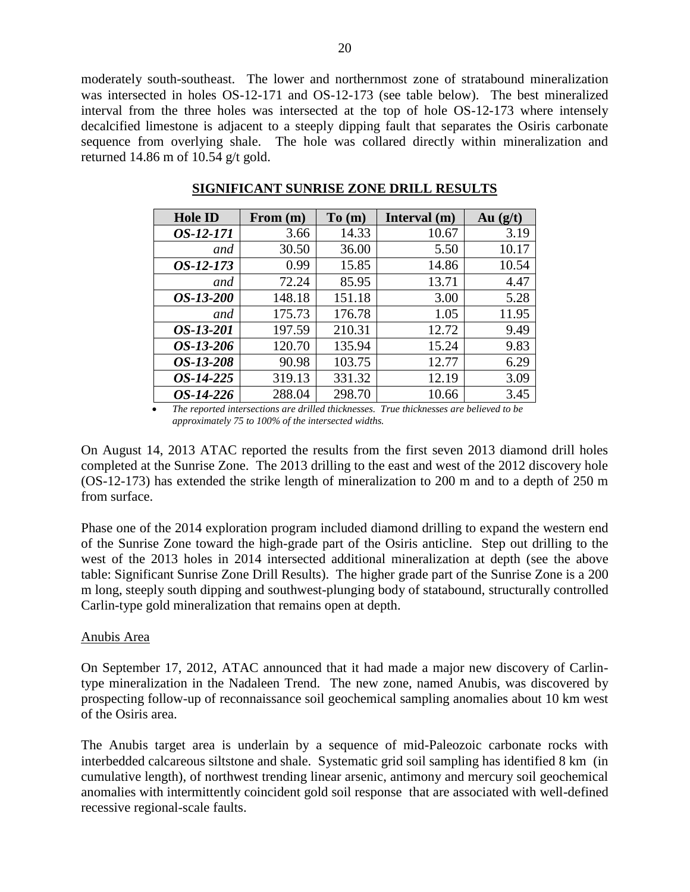moderately south-southeast. The lower and northernmost zone of stratabound mineralization was intersected in holes OS-12-171 and OS-12-173 (see table below). The best mineralized interval from the three holes was intersected at the top of hole OS-12-173 where intensely decalcified limestone is adjacent to a steeply dipping fault that separates the Osiris carbonate sequence from overlying shale. The hole was collared directly within mineralization and returned 14.86 m of 10.54 g/t gold.

**SIGNIFICANT SUNRISE ZONE DRILL RESULTS**

| Hole ID | From (m) | To (m) | Interval (m) | Au (g/t) |
|---|---|---|---|---|
| ***OS-12-171*** | 3.66 | 14.33 | 10.67 | 3.19 |
| *and* | 30.50 | 36.00 | 5.50 | 10.17 |
| ***OS-12-173*** | 0.99 | 15.85 | 14.86 | 10.54 |
| *and* | 72.24 | 85.95 | 13.71 | 4.47 |
| ***OS-13-200*** | 148.18 | 151.18 | 3.00 | 5.28 |
| *and* | 175.73 | 176.78 | 1.05 | 11.95 |
| ***OS-13-201*** | 197.59 | 210.31 | 12.72 | 9.49 |
| ***OS-13-206*** | 120.70 | 135.94 | 15.24 | 9.83 |
| ***OS-13-208*** | 90.98 | 103.75 | 12.77 | 6.29 |
| ***OS-14-225*** | 319.13 | 331.32 | 12.19 | 3.09 |
| ***OS-14-226*** | 288.04 | 298.70 | 10.66 | 3.45 |

- *The reported intersections are drilled thicknesses. True thicknesses are believed to be approximately 75 to 100% of the intersected widths.*

On August 14, 2013 ATAC reported the results from the first seven 2013 diamond drill holes completed at the Sunrise Zone. The 2013 drilling to the east and west of the 2012 discovery hole (OS-12-173) has extended the strike length of mineralization to 200 m and to a depth of 250 m from surface.

Phase one of the 2014 exploration program included diamond drilling to expand the western end of the Sunrise Zone toward the high-grade part of the Osiris anticline. Step out drilling to the west of the 2013 holes in 2014 intersected additional mineralization at depth (see the above table: Significant Sunrise Zone Drill Results). The higher grade part of the Sunrise Zone is a 200 m long, steeply south dipping and southwest-plunging body of statabound, structurally controlled Carlin-type gold mineralization that remains open at depth.

Anubis Area

On September 17, 2012, ATAC announced that it had made a major new discovery of Carlin-type mineralization in the Nadaleen Trend. The new zone, named Anubis, was discovered by prospecting follow-up of reconnaissance soil geochemical sampling anomalies about 10 km west of the Osiris area.

The Anubis target area is underlain by a sequence of mid-Paleozoic carbonate rocks with interbedded calcareous siltstone and shale. Systematic grid soil sampling has identified 8 km (in cumulative length), of northwest trending linear arsenic, antimony and mercury soil geochemical anomalies with intermittently coincident gold soil response that are associated with well-defined recessive regional-scale faults.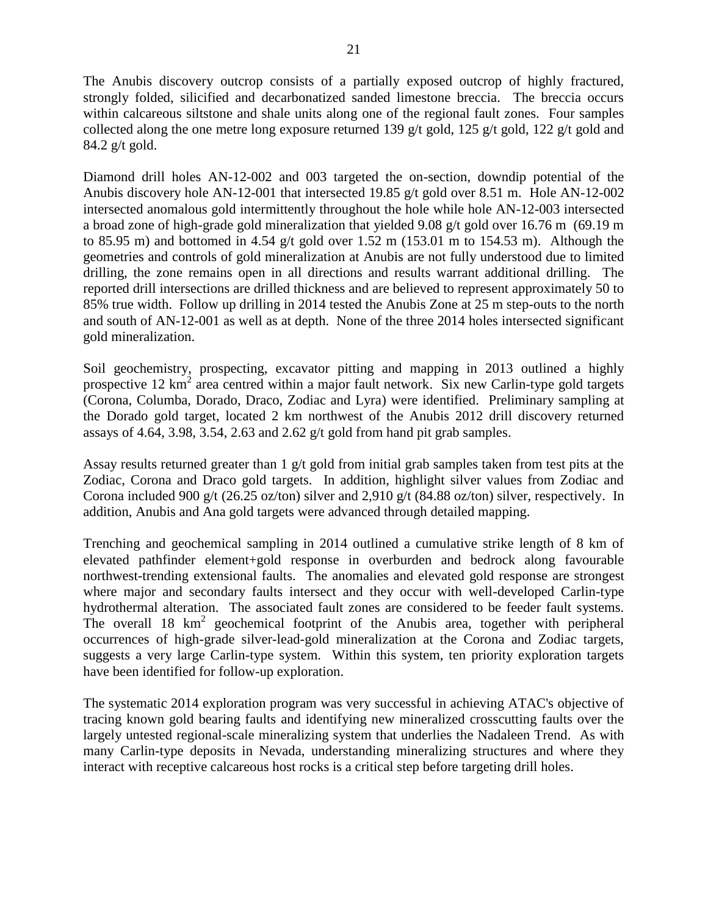The Anubis discovery outcrop consists of a partially exposed outcrop of highly fractured, strongly folded, silicified and decarbonatized sanded limestone breccia. The breccia occurs within calcareous siltstone and shale units along one of the regional fault zones. Four samples collected along the one metre long exposure returned 139 g/t gold, 125 g/t gold, 122 g/t gold and 84.2 g/t gold.

Diamond drill holes AN-12-002 and 003 targeted the on-section, downdip potential of the Anubis discovery hole AN-12-001 that intersected 19.85 g/t gold over 8.51 m. Hole AN-12-002 intersected anomalous gold intermittently throughout the hole while hole AN-12-003 intersected a broad zone of high-grade gold mineralization that yielded 9.08 g/t gold over 16.76 m (69.19 m to 85.95 m) and bottomed in 4.54 g/t gold over 1.52 m (153.01 m to 154.53 m). Although the geometries and controls of gold mineralization at Anubis are not fully understood due to limited drilling, the zone remains open in all directions and results warrant additional drilling. The reported drill intersections are drilled thickness and are believed to represent approximately 50 to 85% true width. Follow up drilling in 2014 tested the Anubis Zone at 25 m step-outs to the north and south of AN-12-001 as well as at depth. None of the three 2014 holes intersected significant gold mineralization.

Soil geochemistry, prospecting, excavator pitting and mapping in 2013 outlined a highly prospective 12 $km^2$ area centred within a major fault network. Six new Carlin-type gold targets (Corona, Columba, Dorado, Draco, Zodiac and Lyra) were identified. Preliminary sampling at the Dorado gold target, located 2 km northwest of the Anubis 2012 drill discovery returned assays of 4.64, 3.98, 3.54, 2.63 and 2.62 g/t gold from hand pit grab samples.

Assay results returned greater than 1 g/t gold from initial grab samples taken from test pits at the Zodiac, Corona and Draco gold targets. In addition, highlight silver values from Zodiac and Corona included 900 g/t (26.25 oz/ton) silver and 2,910 g/t (84.88 oz/ton) silver, respectively. In addition, Anubis and Ana gold targets were advanced through detailed mapping.

Trenching and geochemical sampling in 2014 outlined a cumulative strike length of 8 km of elevated pathfinder element+gold response in overburden and bedrock along favourable northwest-trending extensional faults. The anomalies and elevated gold response are strongest where major and secondary faults intersect and they occur with well-developed Carlin-type hydrothermal alteration. The associated fault zones are considered to be feeder fault systems. The overall 18 $km^2$ geochemical footprint of the Anubis area, together with peripheral occurrences of high-grade silver-lead-gold mineralization at the Corona and Zodiac targets, suggests a very large Carlin-type system. Within this system, ten priority exploration targets have been identified for follow-up exploration.

The systematic 2014 exploration program was very successful in achieving ATAC's objective of tracing known gold bearing faults and identifying new mineralized crosscutting faults over the largely untested regional-scale mineralizing system that underlies the Nadaleen Trend. As with many Carlin-type deposits in Nevada, understanding mineralizing structures and where they interact with receptive calcareous host rocks is a critical step before targeting drill holes.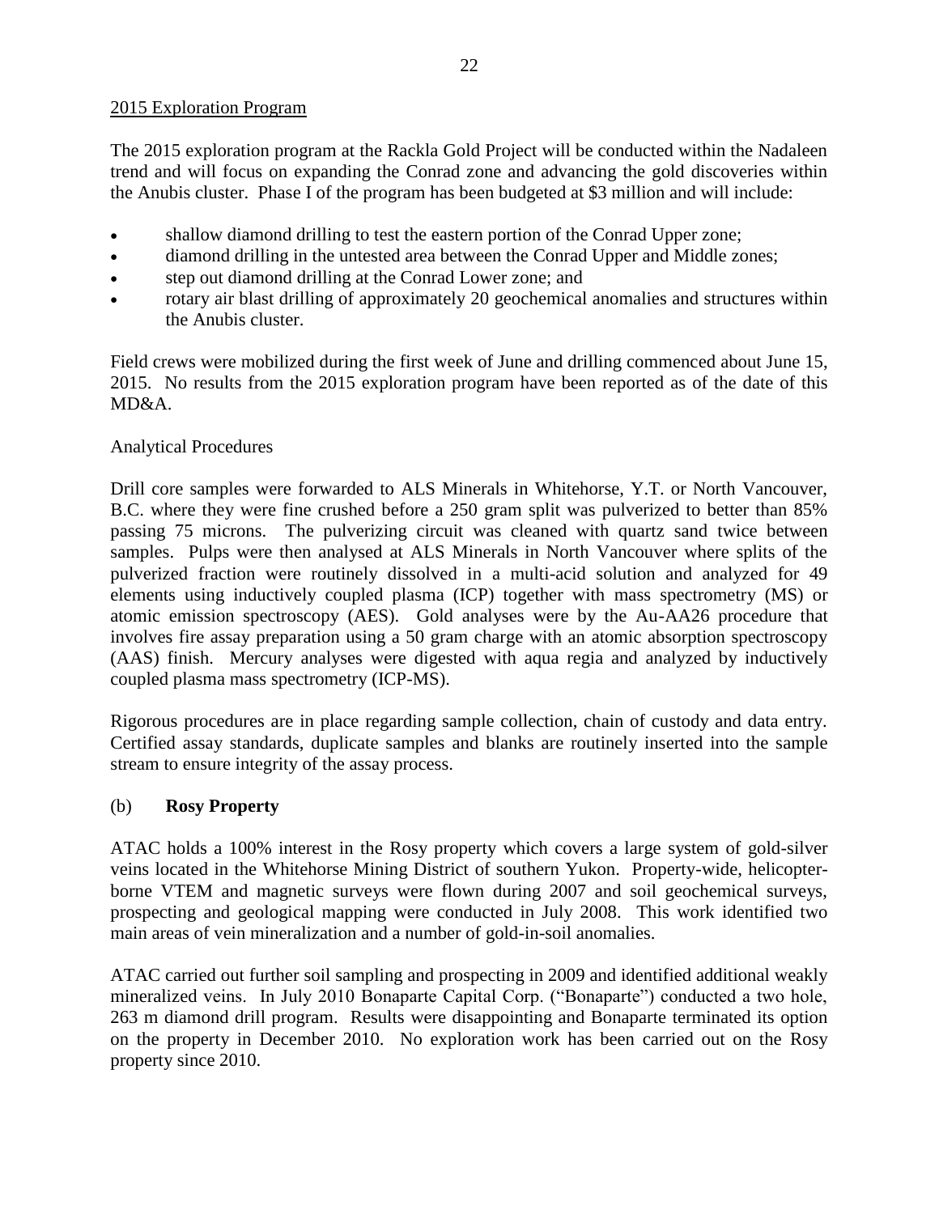<u>2015 Exploration Program</u>

The 2015 exploration program at the Rackla Gold Project will be conducted within the Nadaleen trend and will focus on expanding the Conrad zone and advancing the gold discoveries within the Anubis cluster. Phase I of the program has been budgeted at $3 million and will include:

- shallow diamond drilling to test the eastern portion of the Conrad Upper zone;
- diamond drilling in the untested area between the Conrad Upper and Middle zones;
- step out diamond drilling at the Conrad Lower zone; and
- rotary air blast drilling of approximately 20 geochemical anomalies and structures within the Anubis cluster.

Field crews were mobilized during the first week of June and drilling commenced about June 15, 2015. No results from the 2015 exploration program have been reported as of the date of this MD&A.

Analytical Procedures

Drill core samples were forwarded to ALS Minerals in Whitehorse, Y.T. or North Vancouver, B.C. where they were fine crushed before a 250 gram split was pulverized to better than 85% passing 75 microns. The pulverizing circuit was cleaned with quartz sand twice between samples. Pulps were then analysed at ALS Minerals in North Vancouver where splits of the pulverized fraction were routinely dissolved in a multi-acid solution and analyzed for 49 elements using inductively coupled plasma (ICP) together with mass spectrometry (MS) or atomic emission spectroscopy (AES). Gold analyses were by the Au-AA26 procedure that involves fire assay preparation using a 50 gram charge with an atomic absorption spectroscopy (AAS) finish. Mercury analyses were digested with aqua regia and analyzed by inductively coupled plasma mass spectrometry (ICP-MS).

Rigorous procedures are in place regarding sample collection, chain of custody and data entry. Certified assay standards, duplicate samples and blanks are routinely inserted into the sample stream to ensure integrity of the assay process.

(b) **Rosy Property**

ATAC holds a 100% interest in the Rosy property which covers a large system of gold-silver veins located in the Whitehorse Mining District of southern Yukon. Property-wide, helicopter-borne VTEM and magnetic surveys were flown during 2007 and soil geochemical surveys, prospecting and geological mapping were conducted in July 2008. This work identified two main areas of vein mineralization and a number of gold-in-soil anomalies.

ATAC carried out further soil sampling and prospecting in 2009 and identified additional weakly mineralized veins. In July 2010 Bonaparte Capital Corp. ("Bonaparte") conducted a two hole, 263 m diamond drill program. Results were disappointing and Bonaparte terminated its option on the property in December 2010. No exploration work has been carried out on the Rosy property since 2010.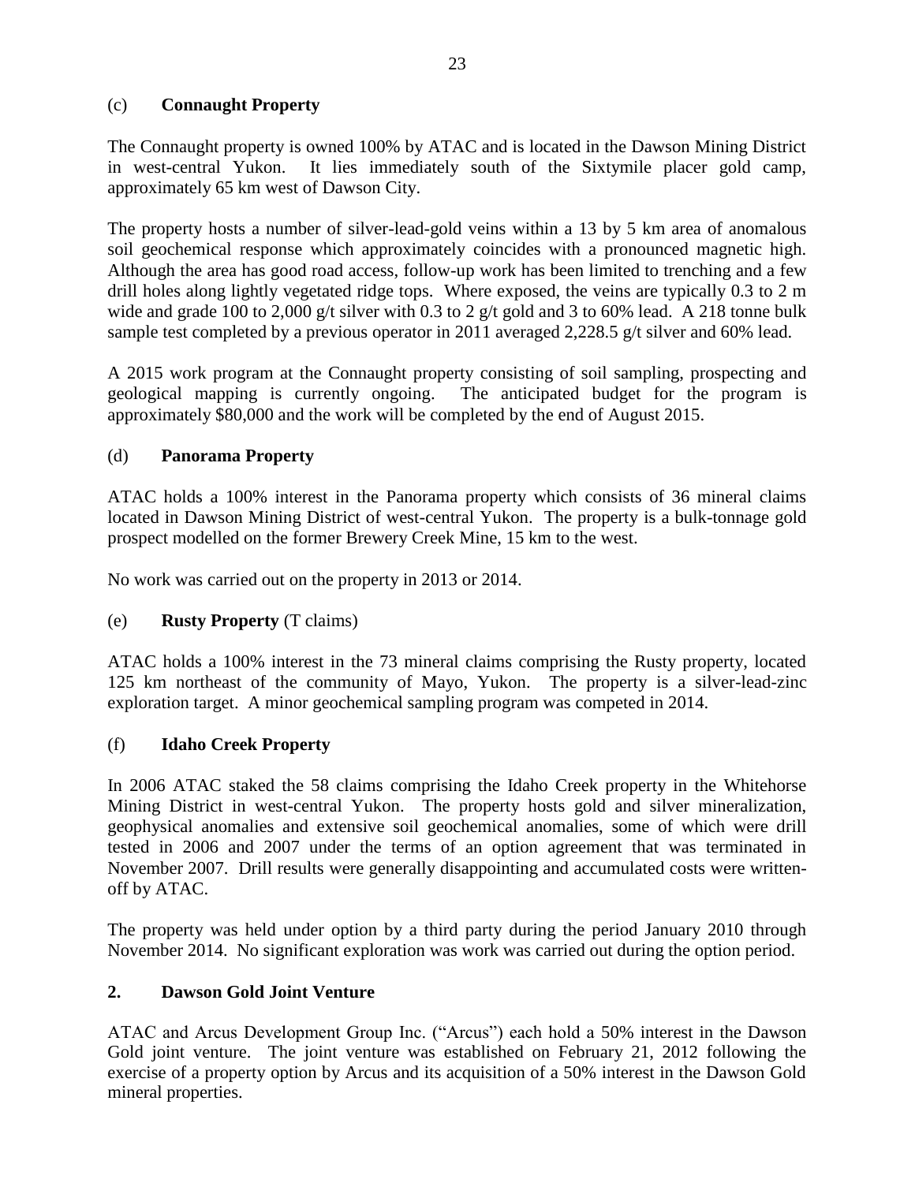(c) **Connaught Property**

The Connaught property is owned 100% by ATAC and is located in the Dawson Mining District in west-central Yukon. It lies immediately south of the Sixtymile placer gold camp, approximately 65 km west of Dawson City.

The property hosts a number of silver-lead-gold veins within a 13 by 5 km area of anomalous soil geochemical response which approximately coincides with a pronounced magnetic high. Although the area has good road access, follow-up work has been limited to trenching and a few drill holes along lightly vegetated ridge tops. Where exposed, the veins are typically 0.3 to 2 m wide and grade 100 to 2,000 g/t silver with 0.3 to 2 g/t gold and 3 to 60% lead. A 218 tonne bulk sample test completed by a previous operator in 2011 averaged 2,228.5 g/t silver and 60% lead.

A 2015 work program at the Connaught property consisting of soil sampling, prospecting and geological mapping is currently ongoing. The anticipated budget for the program is approximately $80,000 and the work will be completed by the end of August 2015.

(d) **Panorama Property**

ATAC holds a 100% interest in the Panorama property which consists of 36 mineral claims located in Dawson Mining District of west-central Yukon. The property is a bulk-tonnage gold prospect modelled on the former Brewery Creek Mine, 15 km to the west.

No work was carried out on the property in 2013 or 2014.

(e) **Rusty Property** (T claims)

ATAC holds a 100% interest in the 73 mineral claims comprising the Rusty property, located 125 km northeast of the community of Mayo, Yukon. The property is a silver-lead-zinc exploration target. A minor geochemical sampling program was competed in 2014.

(f) **Idaho Creek Property**

In 2006 ATAC staked the 58 claims comprising the Idaho Creek property in the Whitehorse Mining District in west-central Yukon. The property hosts gold and silver mineralization, geophysical anomalies and extensive soil geochemical anomalies, some of which were drill tested in 2006 and 2007 under the terms of an option agreement that was terminated in November 2007. Drill results were generally disappointing and accumulated costs were written-off by ATAC.

The property was held under option by a third party during the period January 2010 through November 2014. No significant exploration was work was carried out during the option period.

**2. Dawson Gold Joint Venture**

ATAC and Arcus Development Group Inc. ("Arcus") each hold a 50% interest in the Dawson Gold joint venture. The joint venture was established on February 21, 2012 following the exercise of a property option by Arcus and its acquisition of a 50% interest in the Dawson Gold mineral properties.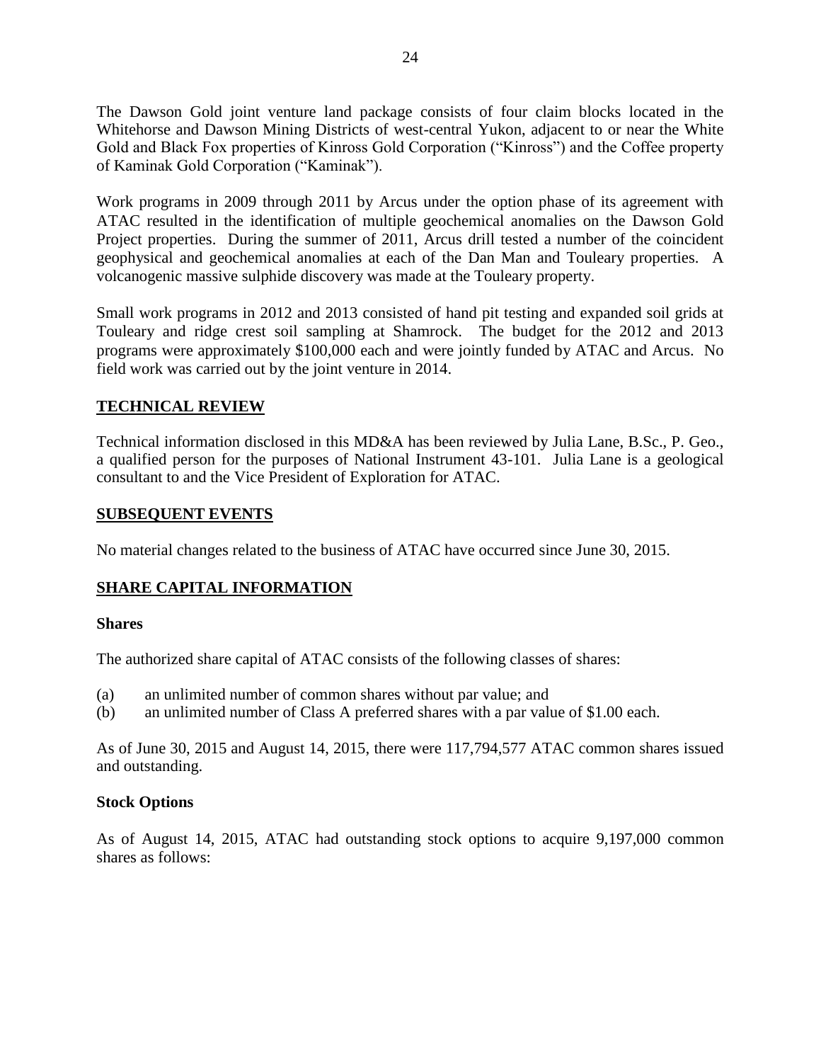The Dawson Gold joint venture land package consists of four claim blocks located in the Whitehorse and Dawson Mining Districts of west-central Yukon, adjacent to or near the White Gold and Black Fox properties of Kinross Gold Corporation ("Kinross") and the Coffee property of Kaminak Gold Corporation ("Kaminak").

Work programs in 2009 through 2011 by Arcus under the option phase of its agreement with ATAC resulted in the identification of multiple geochemical anomalies on the Dawson Gold Project properties. During the summer of 2011, Arcus drill tested a number of the coincident geophysical and geochemical anomalies at each of the Dan Man and Touleary properties. A volcanogenic massive sulphide discovery was made at the Touleary property.

Small work programs in 2012 and 2013 consisted of hand pit testing and expanded soil grids at Touleary and ridge crest soil sampling at Shamrock. The budget for the 2012 and 2013 programs were approximately $100,000 each and were jointly funded by ATAC and Arcus. No field work was carried out by the joint venture in 2014.

## TECHNICAL REVIEW

Technical information disclosed in this MD&A has been reviewed by Julia Lane, B.Sc., P. Geo., a qualified person for the purposes of National Instrument 43-101. Julia Lane is a geological consultant to and the Vice President of Exploration for ATAC.

## SUBSEQUENT EVENTS

No material changes related to the business of ATAC have occurred since June 30, 2015.

## SHARE CAPITAL INFORMATION

### Shares

The authorized share capital of ATAC consists of the following classes of shares:

(a) an unlimited number of common shares without par value; and
(b) an unlimited number of Class A preferred shares with a par value of $1.00 each.

As of June 30, 2015 and August 14, 2015, there were 117,794,577 ATAC common shares issued and outstanding.

### Stock Options

As of August 14, 2015, ATAC had outstanding stock options to acquire 9,197,000 common shares as follows: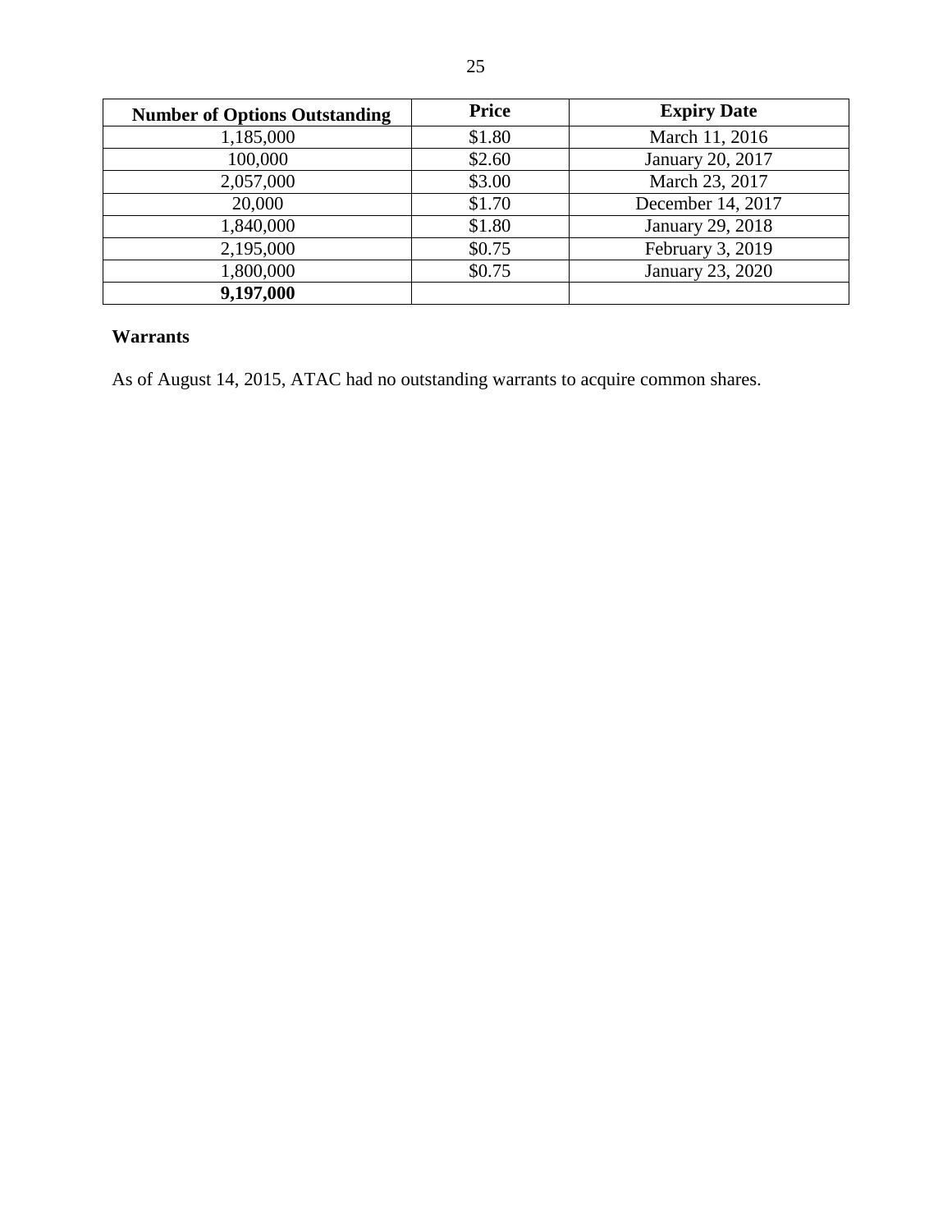| **Number of Options Outstanding** | **Price** | **Expiry Date** |
| --- | --- | --- |
| 1,185,000 | $1.80 | March 11, 2016 |
| 100,000 | $2.60 | January 20, 2017 |
| 2,057,000 | $3.00 | March 23, 2017 |
| 20,000 | $1.70 | December 14, 2017 |
| 1,840,000 | $1.80 | January 29, 2018 |
| 2,195,000 | $0.75 | February 3, 2019 |
| 1,800,000 | $0.75 | January 23, 2020 |
| **9,197,000** | | |

**Warrants**

As of August 14, 2015, ATAC had no outstanding warrants to acquire common shares.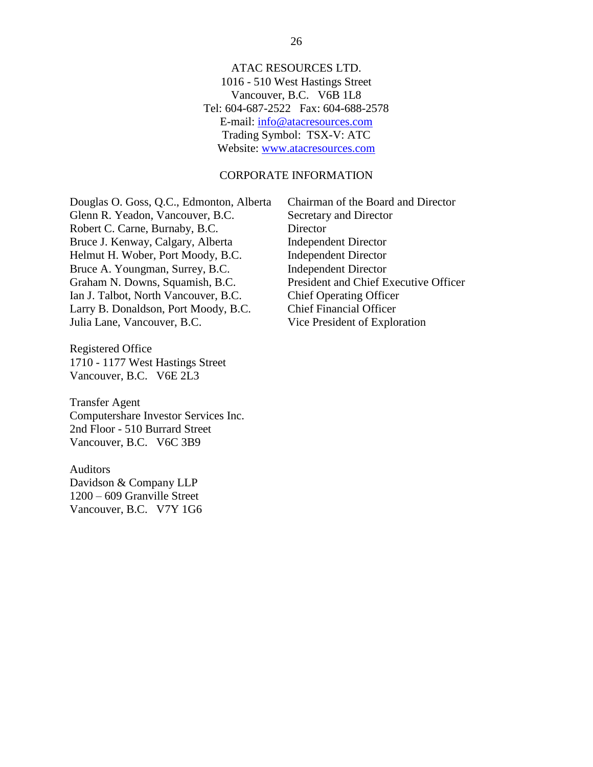ATAC RESOURCES LTD.
1016 - 510 West Hastings Street
Vancouver, B.C. V6B 1L8
Tel: 604-687-2522 Fax: 604-688-2578
E-mail: info@atacresources.com
Trading Symbol: TSX-V: ATC
Website: www.atacresources.com

## CORPORATE INFORMATION

| | |
|---|---|
| Douglas O. Goss, Q.C., Edmonton, Alberta | Chairman of the Board and Director |
| Glenn R. Yeadon, Vancouver, B.C. | Secretary and Director |
| Robert C. Carne, Burnaby, B.C. | Director |
| Bruce J. Kenway, Calgary, Alberta | Independent Director |
| Helmut H. Wober, Port Moody, B.C. | Independent Director |
| Bruce A. Youngman, Surrey, B.C. | Independent Director |
| Graham N. Downs, Squamish, B.C. | President and Chief Executive Officer |
| Ian J. Talbot, North Vancouver, B.C. | Chief Operating Officer |
| Larry B. Donaldson, Port Moody, B.C. | Chief Financial Officer |
| Julia Lane, Vancouver, B.C. | Vice President of Exploration |

Registered Office
1710 - 1177 West Hastings Street
Vancouver, B.C. V6E 2L3

Transfer Agent
Computershare Investor Services Inc.
2nd Floor - 510 Burrard Street
Vancouver, B.C. V6C 3B9

Auditors
Davidson & Company LLP
1200 – 609 Granville Street
Vancouver, B.C. V7Y 1G6